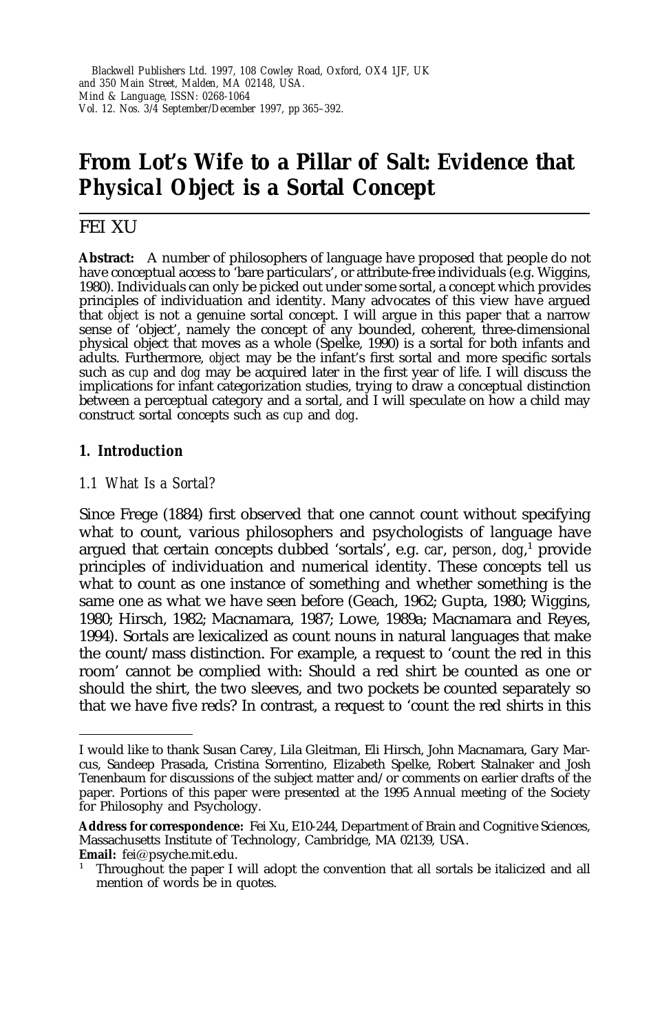© Blackwell Publishers Ltd. 1997, 108 Cowley Road, Oxford, OX4 1JF, UK and 350 Main Street, Malden, MA 02148, USA.
*Mind & Language*, ISSN: 0268-1064
Vol. 12. Nos. 3/4 September/December 1997, pp 365–392.

# From Lot's Wife to a Pillar of Salt: Evidence that *Physical Object* is a Sortal Concept

FEI XU

**Abstract:** A number of philosophers of language have proposed that people do not have conceptual access to 'bare particulars', or attribute-free individuals (e.g. Wiggins, 1980). Individuals can only be picked out under some sortal, a concept which provides principles of individuation and identity. Many advocates of this view have argued that *object* is not a genuine sortal concept. I will argue in this paper that a narrow sense of 'object', namely the concept of any bounded, coherent, three-dimensional physical object that moves as a whole (Spelke, 1990) is a sortal for both infants and adults. Furthermore, *object* may be the infant's first sortal and more specific sortals such as *cup* and *dog* may be acquired later in the first year of life. I will discuss the implications for infant categorization studies, trying to draw a conceptual distinction between a perceptual category and a sortal, and I will speculate on how a child may construct sortal concepts such as *cup* and *dog*.

## 1. Introduction

### 1.1 What Is a Sortal?

Since Frege (1884) first observed that one cannot count without specifying what to count, various philosophers and psychologists of language have argued that certain concepts dubbed 'sortals', e.g. *car*, *person*, *dog*,[1] provide principles of individuation and numerical identity. These concepts tell us what to count as one instance of something and whether something is the same one as what we have seen before (Geach, 1962; Gupta, 1980; Wiggins, 1980; Hirsch, 1982; Macnamara, 1987; Lowe, 1989a; Macnamara and Reyes, 1994). Sortals are lexicalized as count nouns in natural languages that make the count/mass distinction. For example, a request to 'count the red in this room' cannot be complied with: Should a red shirt be counted as one or should the shirt, the two sleeves, and two pockets be counted separately so that we have five reds? In contrast, a request to 'count the red shirts in this

---

I would like to thank Susan Carey, Lila Gleitman, Eli Hirsch, John Macnamara, Gary Marcus, Sandeep Prasada, Cristina Sorrentino, Elizabeth Spelke, Robert Stalnaker and Josh Tenenbaum for discussions of the subject matter and/or comments on earlier drafts of the paper. Portions of this paper were presented at the 1995 Annual meeting of the Society for Philosophy and Psychology.

**Address for correspondence:** Fei Xu, E10-244, Department of Brain and Cognitive Sciences, Massachusetts Institute of Technology, Cambridge, MA 02139, USA.
**Email:** fei@psyche.mit.edu.

[1] Throughout the paper I will adopt the convention that all sortals be italicized and all mention of words be in quotes.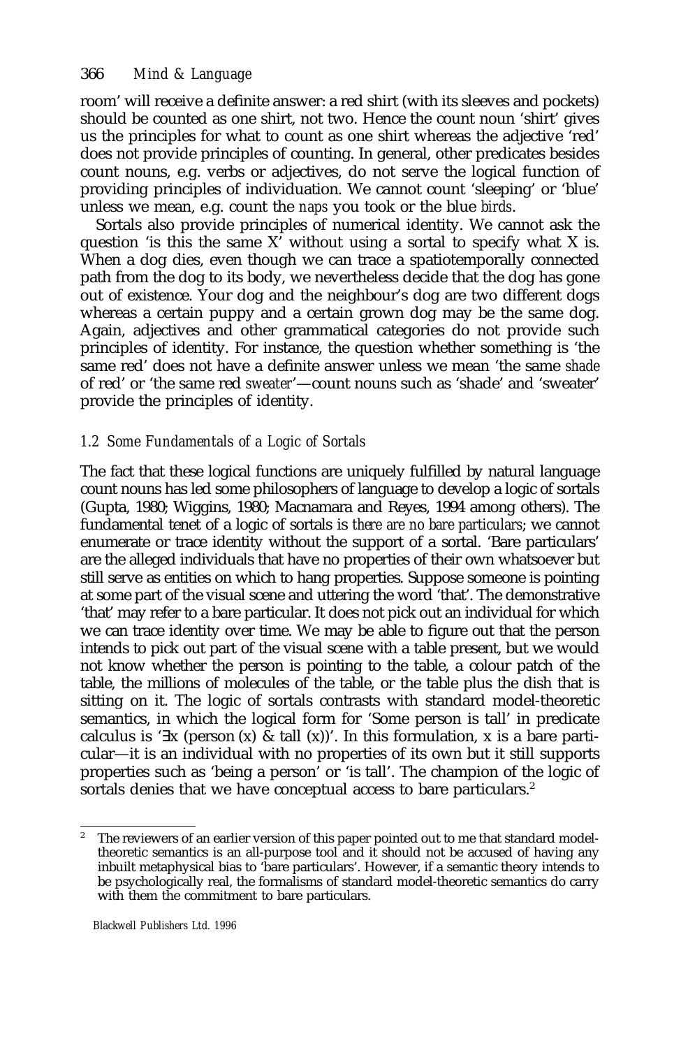room' will receive a definite answer: a red shirt (with its sleeves and pockets) should be counted as one shirt, not two. Hence the count noun 'shirt' gives us the principles for what to count as one shirt whereas the adjective 'red' does not provide principles of counting. In general, other predicates besides count nouns, e.g. verbs or adjectives, do not serve the logical function of providing principles of individuation. We cannot count 'sleeping' or 'blue' unless we mean, e.g. count the *naps* you took or the blue *birds*.

Sortals also provide principles of numerical identity. We cannot ask the question 'is this the same X' without using a sortal to specify what X is. When a dog dies, even though we can trace a spatiotemporally connected path from the dog to its body, we nevertheless decide that the dog has gone out of existence. Your dog and the neighbour's dog are two different dogs whereas a certain puppy and a certain grown dog may be the same dog. Again, adjectives and other grammatical categories do not provide such principles of identity. For instance, the question whether something is 'the same red' does not have a definite answer unless we mean 'the same *shade* of red' or 'the same red *sweater*'—count nouns such as 'shade' and 'sweater' provide the principles of identity.

### *1.2 Some Fundamentals of a Logic of Sortals*

The fact that these logical functions are uniquely fulfilled by natural language count nouns has led some philosophers of language to develop a logic of sortals (Gupta, 1980; Wiggins, 1980; Macnamara and Reyes, 1994 among others). The fundamental tenet of a logic of sortals is *there are no bare particulars*; we cannot enumerate or trace identity without the support of a sortal. 'Bare particulars' are the alleged individuals that have no properties of their own whatsoever but still serve as entities on which to hang properties. Suppose someone is pointing at some part of the visual scene and uttering the word 'that'. The demonstrative 'that' may refer to a bare particular. It does not pick out an individual for which we can trace identity over time. We may be able to figure out that the person intends to pick out part of the visual scene with a table present, but we would not know whether the person is pointing to the table, a colour patch of the table, the millions of molecules of the table, or the table plus the dish that is sitting on it. The logic of sortals contrasts with standard model-theoretic semantics, in which the logical form for 'Some person is tall' in predicate calculus is '$\exists x$ (person $(x)$ & tall $(x)$)'. In this formulation, x is a bare particular—it is an individual with no properties of its own but it still supports properties such as 'being a person' or 'is tall'. The champion of the logic of sortals denies that we have conceptual access to bare particulars.[2]

[2] The reviewers of an earlier version of this paper pointed out to me that standard model-theoretic semantics is an all-purpose tool and it should not be accused of having any inbuilt metaphysical bias to 'bare particulars'. However, if a semantic theory intends to be psychologically real, the formalisms of standard model-theoretic semantics do carry with them the commitment to bare particulars.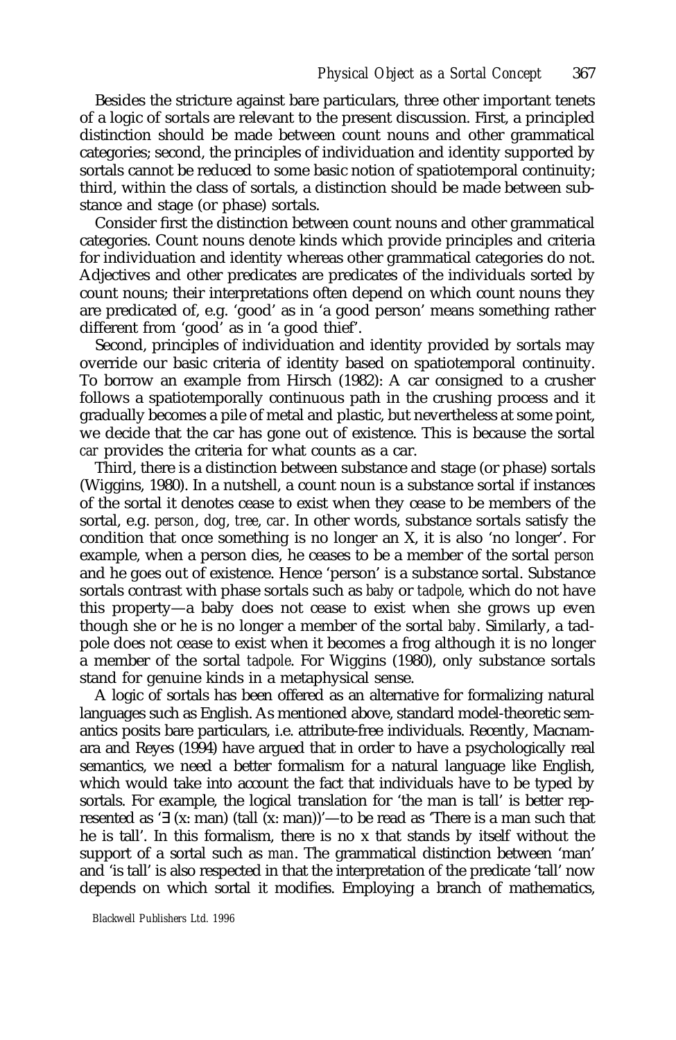Besides the stricture against bare particulars, three other important tenets of a logic of sortals are relevant to the present discussion. First, a principled distinction should be made between count nouns and other grammatical categories; second, the principles of individuation and identity supported by sortals cannot be reduced to some basic notion of spatiotemporal continuity; third, within the class of sortals, a distinction should be made between substance and stage (or phase) sortals.

Consider first the distinction between count nouns and other grammatical categories. Count nouns denote kinds which provide principles and criteria for individuation and identity whereas other grammatical categories do not. Adjectives and other predicates are predicates of the individuals sorted by count nouns; their interpretations often depend on which count nouns they are predicated of, e.g. 'good' as in 'a good person' means something rather different from 'good' as in 'a good thief'.

Second, principles of individuation and identity provided by sortals may override our basic criteria of identity based on spatiotemporal continuity. To borrow an example from Hirsch (1982): A car consigned to a crusher follows a spatiotemporally continuous path in the crushing process and it gradually becomes a pile of metal and plastic, but nevertheless at some point, we decide that the car has gone out of existence. This is because the sortal *car* provides the criteria for what counts as a car.

Third, there is a distinction between substance and stage (or phase) sortals (Wiggins, 1980). In a nutshell, a count noun is a substance sortal if instances of the sortal it denotes cease to exist when they cease to be members of the sortal, e.g. *person*, *dog*, *tree*, *car*. In other words, substance sortals satisfy the condition that once something is no longer an X, it is also 'no longer'. For example, when a person dies, he ceases to be a member of the sortal *person* and he goes out of existence. Hence 'person' is a substance sortal. Substance sortals contrast with phase sortals such as *baby* or *tadpole*, which do not have this property—a baby does not cease to exist when she grows up even though she or he is no longer a member of the sortal *baby*. Similarly, a tadpole does not cease to exist when it becomes a frog although it is no longer a member of the sortal *tadpole*. For Wiggins (1980), only substance sortals stand for genuine kinds in a metaphysical sense.

A logic of sortals has been offered as an alternative for formalizing natural languages such as English. As mentioned above, standard model-theoretic semantics posits bare particulars, i.e. attribute-free individuals. Recently, Macnamara and Reyes (1994) have argued that in order to have a psychologically real semantics, we need a better formalism for a natural language like English, which would take into account the fact that individuals have to be typed by sortals. For example, the logical translation for 'the man is tall' is better represented as '$\exists$ (x: man) (tall (x: man))'—to be read as 'There is a man such that he is tall'. In this formalism, there is no x that stands by itself without the support of a sortal such as *man*. The grammatical distinction between 'man' and 'is tall' is also respected in that the interpretation of the predicate 'tall' now depends on which sortal it modifies. Employing a branch of mathematics,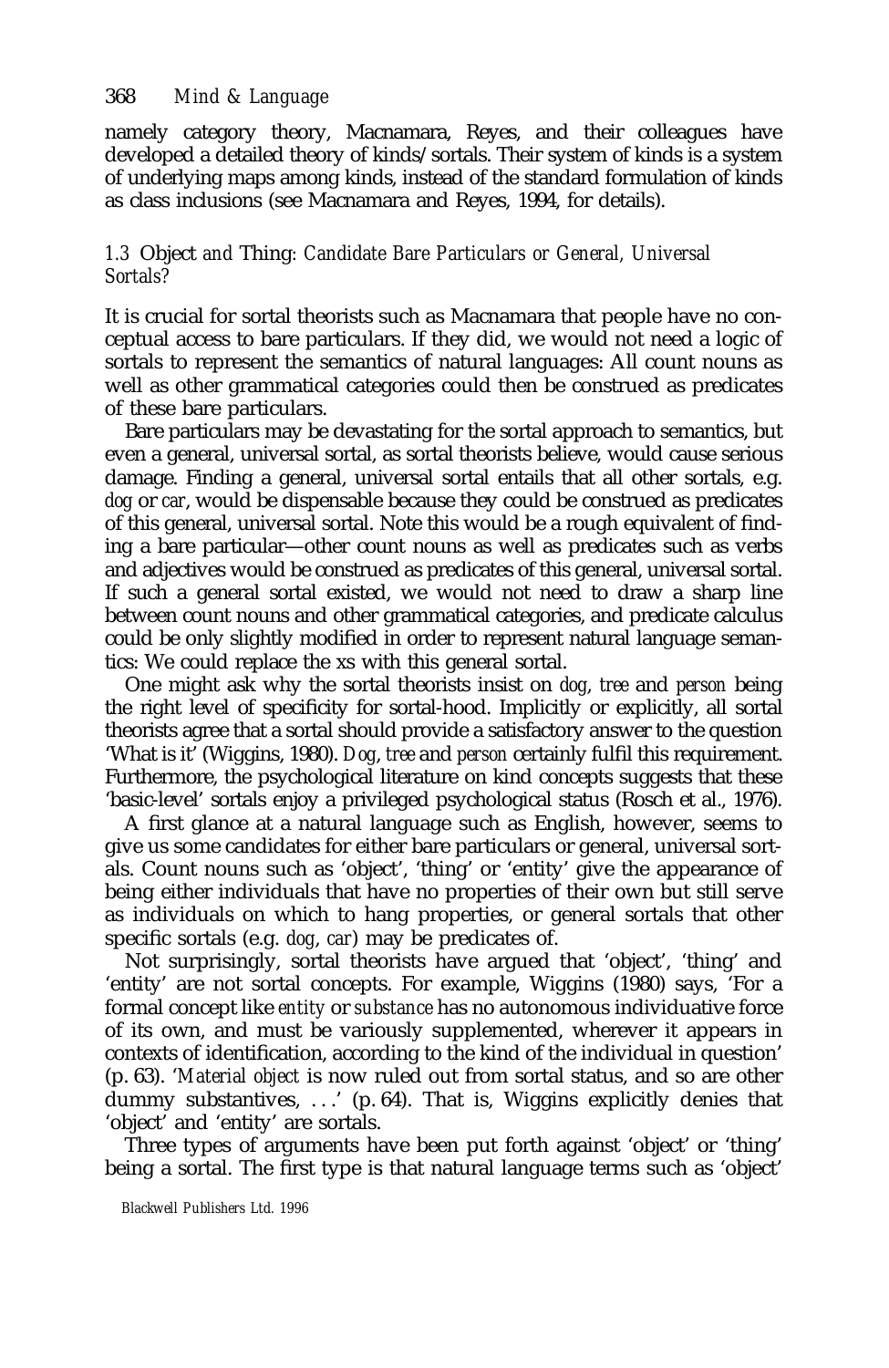namely category theory, Macnamara, Reyes, and their colleagues have developed a detailed theory of kinds/sortals. Their system of kinds is a system of underlying maps among kinds, instead of the standard formulation of kinds as class inclusions (see Macnamara and Reyes, 1994, for details).

### *1.3* Object *and* Thing: *Candidate Bare Particulars or General, Universal Sortals?*

It is crucial for sortal theorists such as Macnamara that people have no conceptual access to bare particulars. If they did, we would not need a logic of sortals to represent the semantics of natural languages: All count nouns as well as other grammatical categories could then be construed as predicates of these bare particulars.

Bare particulars may be devastating for the sortal approach to semantics, but even a general, universal sortal, as sortal theorists believe, would cause serious damage. Finding a general, universal sortal entails that all other sortals, e.g. *dog* or *car*, would be dispensable because they could be construed as predicates of this general, universal sortal. Note this would be a rough equivalent of finding a bare particular—other count nouns as well as predicates such as verbs and adjectives would be construed as predicates of this general, universal sortal. If such a general sortal existed, we would not need to draw a sharp line between count nouns and other grammatical categories, and predicate calculus could be only slightly modified in order to represent natural language semantics: We could replace the xs with this general sortal.

One might ask why the sortal theorists insist on *dog*, *tree* and *person* being the right level of specificity for sortal-hood. Implicitly or explicitly, all sortal theorists agree that a sortal should provide a satisfactory answer to the question 'What is it' (Wiggins, 1980). *Dog*, *tree* and *person* certainly fulfil this requirement. Furthermore, the psychological literature on kind concepts suggests that these 'basic-level' sortals enjoy a privileged psychological status (Rosch et al., 1976).

A first glance at a natural language such as English, however, seems to give us some candidates for either bare particulars or general, universal sortals. Count nouns such as 'object', 'thing' or 'entity' give the appearance of being either individuals that have no properties of their own but still serve as individuals on which to hang properties, or general sortals that other specific sortals (e.g. *dog*, *car*) may be predicates of.

Not surprisingly, sortal theorists have argued that 'object', 'thing' and 'entity' are not sortal concepts. For example, Wiggins (1980) says, 'For a formal concept like *entity* or *substance* has no autonomous individuative force of its own, and must be variously supplemented, wherever it appears in contexts of identification, according to the kind of the individual in question' (p. 63). '*Material object* is now ruled out from sortal status, and so are other dummy substantives, . . .' (p. 64). That is, Wiggins explicitly denies that 'object' and 'entity' are sortals.

Three types of arguments have been put forth against 'object' or 'thing' being a sortal. The first type is that natural language terms such as 'object'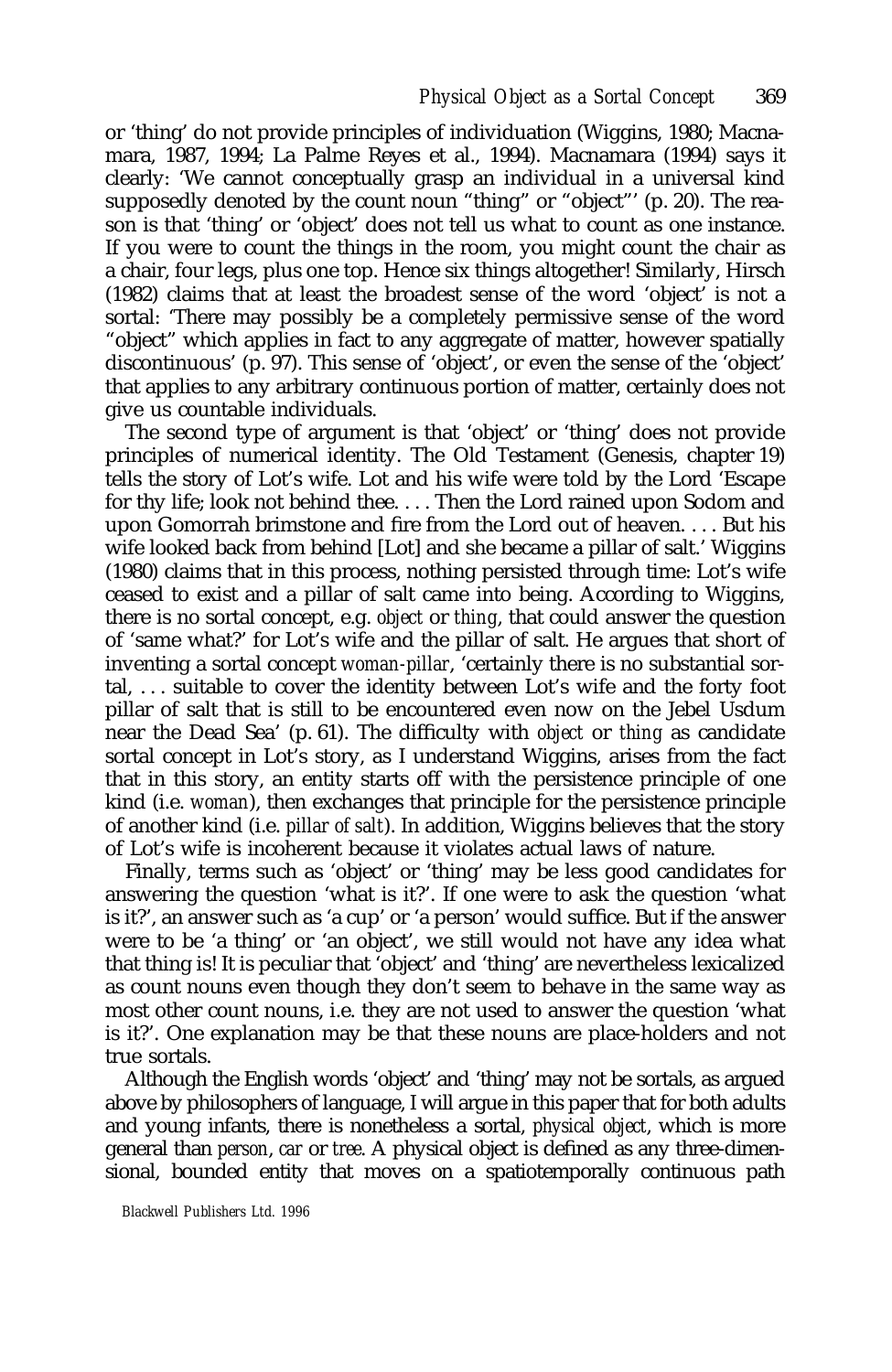or 'thing' do not provide principles of individuation (Wiggins, 1980; Macnamara, 1987, 1994; La Palme Reyes et al., 1994). Macnamara (1994) says it clearly: 'We cannot conceptually grasp an individual in a universal kind supposedly denoted by the count noun "thing" or "object"' (p. 20). The reason is that 'thing' or 'object' does not tell us what to count as one instance. If you were to count the things in the room, you might count the chair as a chair, four legs, plus one top. Hence six things altogether! Similarly, Hirsch (1982) claims that at least the broadest sense of the word 'object' is not a sortal: 'There may possibly be a completely permissive sense of the word "object" which applies in fact to any aggregate of matter, however spatially discontinuous' (p. 97). This sense of 'object', or even the sense of the 'object' that applies to any arbitrary continuous portion of matter, certainly does not give us countable individuals.

The second type of argument is that 'object' or 'thing' does not provide principles of numerical identity. The Old Testament (Genesis, chapter 19) tells the story of Lot's wife. Lot and his wife were told by the Lord 'Escape for thy life; look not behind thee. . . . Then the Lord rained upon Sodom and upon Gomorrah brimstone and fire from the Lord out of heaven. . . . But his wife looked back from behind [Lot] and she became a pillar of salt.' Wiggins (1980) claims that in this process, nothing persisted through time: Lot's wife ceased to exist and a pillar of salt came into being. According to Wiggins, there is no sortal concept, e.g. *object* or *thing*, that could answer the question of 'same what?' for Lot's wife and the pillar of salt. He argues that short of inventing a sortal concept *woman-pillar*, 'certainly there is no substantial sortal, . . . suitable to cover the identity between Lot's wife and the forty foot pillar of salt that is still to be encountered even now on the Jebel Usdum near the Dead Sea' (p. 61). The difficulty with *object* or *thing* as candidate sortal concept in Lot's story, as I understand Wiggins, arises from the fact that in this story, an entity starts off with the persistence principle of one kind (i.e. *woman*), then exchanges that principle for the persistence principle of another kind (i.e. *pillar of salt*). In addition, Wiggins believes that the story of Lot's wife is incoherent because it violates actual laws of nature.

Finally, terms such as 'object' or 'thing' may be less good candidates for answering the question 'what is it?'. If one were to ask the question 'what is it?', an answer such as 'a cup' or 'a person' would suffice. But if the answer were to be 'a thing' or 'an object', we still would not have any idea what that thing is! It is peculiar that 'object' and 'thing' are nevertheless lexicalized as count nouns even though they don't seem to behave in the same way as most other count nouns, i.e. they are not used to answer the question 'what is it?'. One explanation may be that these nouns are place-holders and not true sortals.

Although the English words 'object' and 'thing' may not be sortals, as argued above by philosophers of language, I will argue in this paper that for both adults and young infants, there is nonetheless a sortal, *physical object*, which is more general than *person*, *car* or *tree*. A physical object is defined as any three-dimensional, bounded entity that moves on a spatiotemporally continuous path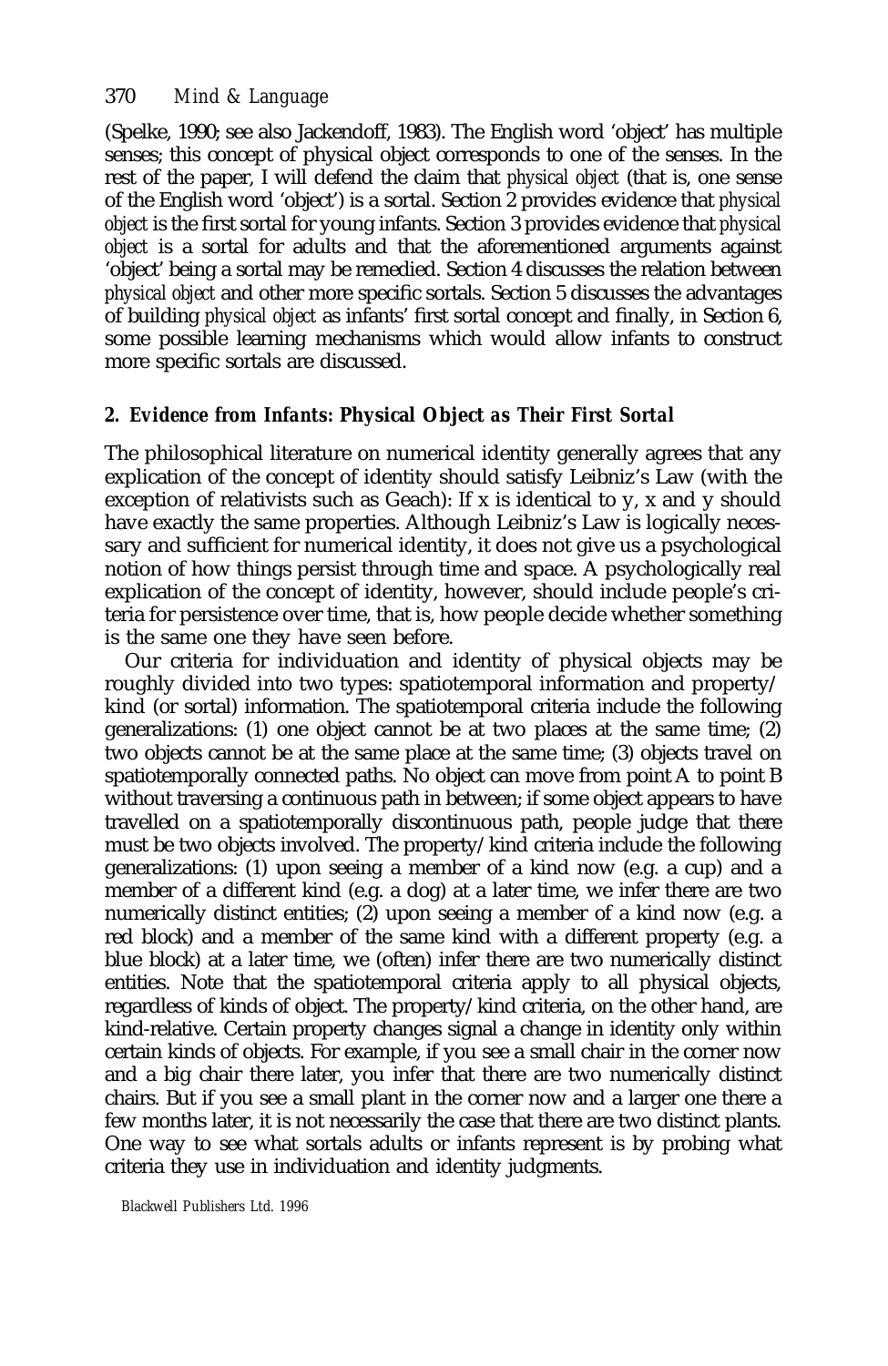(Spelke, 1990; see also Jackendoff, 1983). The English word 'object' has multiple senses; this concept of physical object corresponds to one of the senses. In the rest of the paper, I will defend the claim that *physical object* (that is, one sense of the English word 'object') is a sortal. Section 2 provides evidence that *physical object* is the first sortal for young infants. Section 3 provides evidence that *physical object* is a sortal for adults and that the aforementioned arguments against 'object' being a sortal may be remedied. Section 4 discusses the relation between *physical object* and other more specific sortals. Section 5 discusses the advantages of building *physical object* as infants' first sortal concept and finally, in Section 6, some possible learning mechanisms which would allow infants to construct more specific sortals are discussed.

## 2. Evidence from Infants: Physical Object as Their First Sortal

The philosophical literature on numerical identity generally agrees that any explication of the concept of identity should satisfy Leibniz's Law (with the exception of relativists such as Geach): If x is identical to y, x and y should have exactly the same properties. Although Leibniz's Law is logically necessary and sufficient for numerical identity, it does not give us a psychological notion of how things persist through time and space. A psychologically real explication of the concept of identity, however, should include people's criteria for persistence over time, that is, how people decide whether something is the same one they have seen before.

Our criteria for individuation and identity of physical objects may be roughly divided into two types: spatiotemporal information and property/kind (or sortal) information. The spatiotemporal criteria include the following generalizations: (1) one object cannot be at two places at the same time; (2) two objects cannot be at the same place at the same time; (3) objects travel on spatiotemporally connected paths. No object can move from point A to point B without traversing a continuous path in between; if some object appears to have travelled on a spatiotemporally discontinuous path, people judge that there must be two objects involved. The property/kind criteria include the following generalizations: (1) upon seeing a member of a kind now (e.g. a cup) and a member of a different kind (e.g. a dog) at a later time, we infer there are two numerically distinct entities; (2) upon seeing a member of a kind now (e.g. a red block) and a member of the same kind with a different property (e.g. a blue block) at a later time, we (often) infer there are two numerically distinct entities. Note that the spatiotemporal criteria apply to all physical objects, regardless of kinds of object. The property/kind criteria, on the other hand, are kind-relative. Certain property changes signal a change in identity only within certain kinds of objects. For example, if you see a small chair in the corner now and a big chair there later, you infer that there are two numerically distinct chairs. But if you see a small plant in the corner now and a larger one there a few months later, it is not necessarily the case that there are two distinct plants. One way to see what sortals adults or infants represent is by probing what criteria they use in individuation and identity judgments.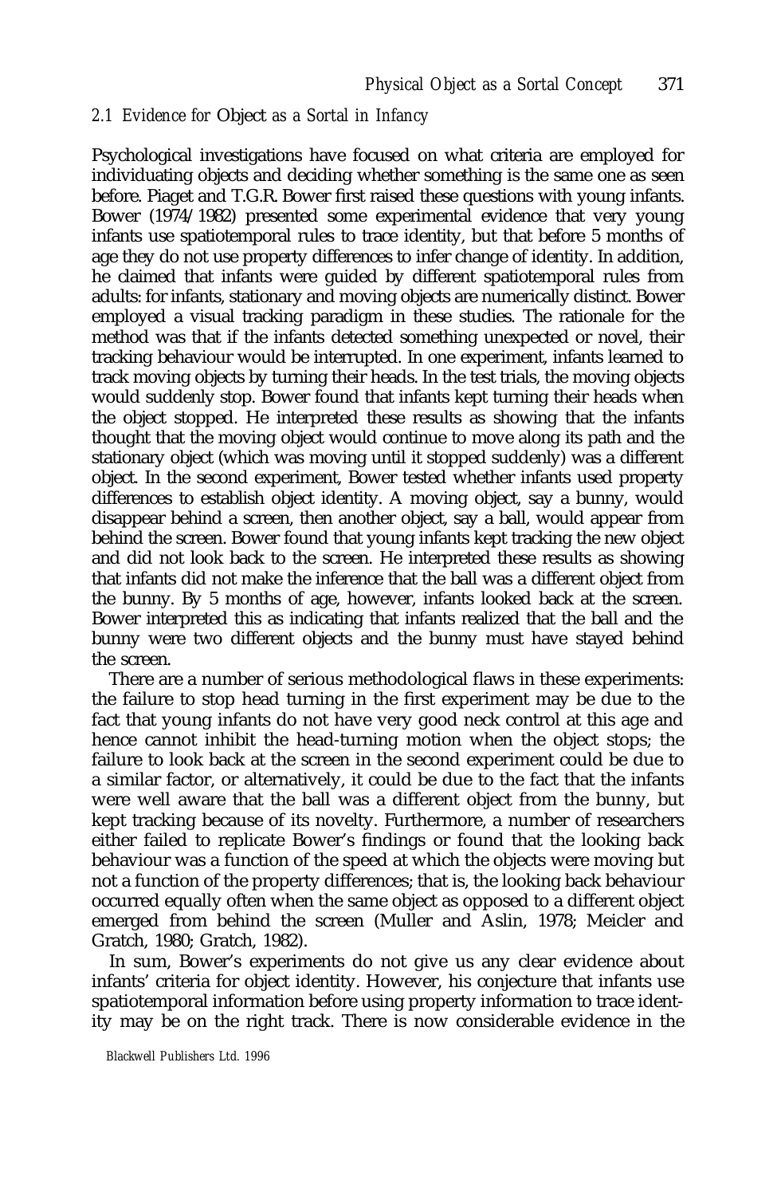### *2.1 Evidence for* Object *as a Sortal in Infancy*

Psychological investigations have focused on what criteria are employed for individuating objects and deciding whether something is the same one as seen before. Piaget and T.G.R. Bower first raised these questions with young infants. Bower (1974/1982) presented some experimental evidence that very young infants use spatiotemporal rules to trace identity, but that before 5 months of age they do not use property differences to infer change of identity. In addition, he claimed that infants were guided by different spatiotemporal rules from adults: for infants, stationary and moving objects are numerically distinct. Bower employed a visual tracking paradigm in these studies. The rationale for the method was that if the infants detected something unexpected or novel, their tracking behaviour would be interrupted. In one experiment, infants learned to track moving objects by turning their heads. In the test trials, the moving objects would suddenly stop. Bower found that infants kept turning their heads when the object stopped. He interpreted these results as showing that the infants thought that the moving object would continue to move along its path and the stationary object (which was moving until it stopped suddenly) was a different object. In the second experiment, Bower tested whether infants used property differences to establish object identity. A moving object, say a bunny, would disappear behind a screen, then another object, say a ball, would appear from behind the screen. Bower found that young infants kept tracking the new object and did not look back to the screen. He interpreted these results as showing that infants did not make the inference that the ball was a different object from the bunny. By 5 months of age, however, infants looked back at the screen. Bower interpreted this as indicating that infants realized that the ball and the bunny were two different objects and the bunny must have stayed behind the screen.

There are a number of serious methodological flaws in these experiments: the failure to stop head turning in the first experiment may be due to the fact that young infants do not have very good neck control at this age and hence cannot inhibit the head-turning motion when the object stops; the failure to look back at the screen in the second experiment could be due to a similar factor, or alternatively, it could be due to the fact that the infants were well aware that the ball was a different object from the bunny, but kept tracking because of its novelty. Furthermore, a number of researchers either failed to replicate Bower's findings or found that the looking back behaviour was a function of the speed at which the objects were moving but not a function of the property differences; that is, the looking back behaviour occurred equally often when the same object as opposed to a different object emerged from behind the screen (Muller and Aslin, 1978; Meicler and Gratch, 1980; Gratch, 1982).

In sum, Bower's experiments do not give us any clear evidence about infants' criteria for object identity. However, his conjecture that infants use spatiotemporal information before using property information to trace identity may be on the right track. There is now considerable evidence in the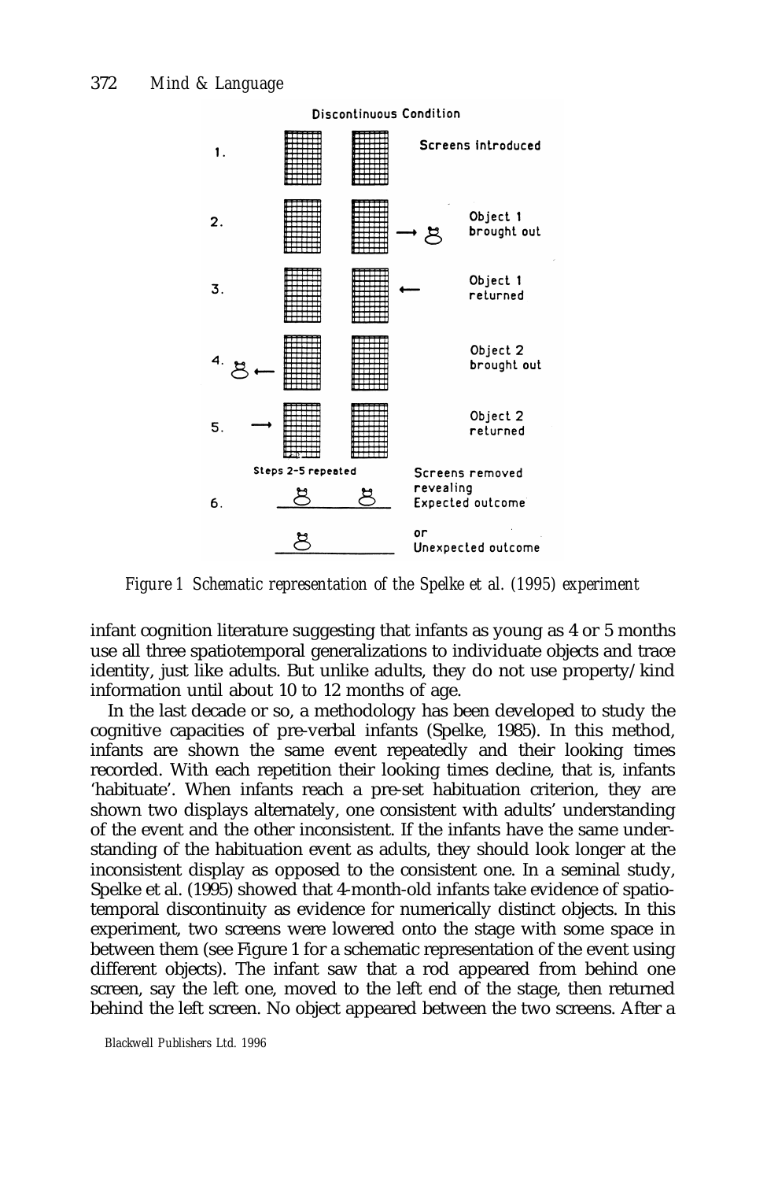Discontinuous Condition

1. Screens introduced

2. Object 1 brought out

3. Object 1 returned

4. Object 2 brought out

5. Object 2 returned

Steps 2–5 repeated

6. Screens removed revealing Expected outcome

or Unexpected outcome

*Figure 1 Schematic representation of the Spelke et al. (1995) experiment*

infant cognition literature suggesting that infants as young as 4 or 5 months use all three spatiotemporal generalizations to individuate objects and trace identity, just like adults. But unlike adults, they do not use property/kind information until about 10 to 12 months of age.

In the last decade or so, a methodology has been developed to study the cognitive capacities of pre-verbal infants (Spelke, 1985). In this method, infants are shown the same event repeatedly and their looking times recorded. With each repetition their looking times decline, that is, infants 'habituate'. When infants reach a pre-set habituation criterion, they are shown two displays alternately, one consistent with adults' understanding of the event and the other inconsistent. If the infants have the same understanding of the habituation event as adults, they should look longer at the inconsistent display as opposed to the consistent one. In a seminal study, Spelke et al. (1995) showed that 4-month-old infants take evidence of spatio-temporal discontinuity as evidence for numerically distinct objects. In this experiment, two screens were lowered onto the stage with some space in between them (see Figure 1 for a schematic representation of the event using different objects). The infant saw that a rod appeared from behind one screen, say the left one, moved to the left end of the stage, then returned behind the left screen. No object appeared between the two screens. After a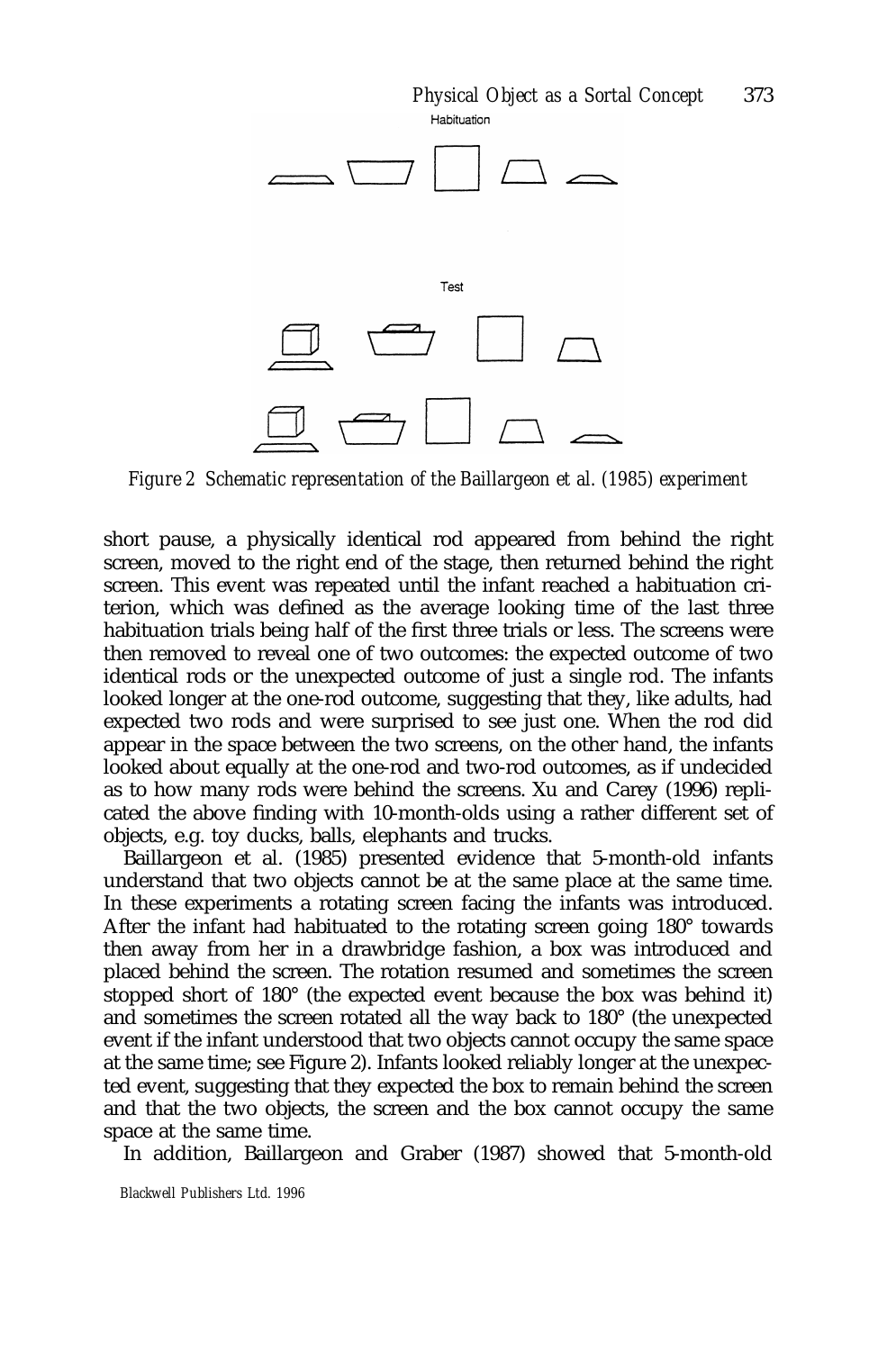Habituation

Test

*Figure 2 Schematic representation of the Baillargeon et al. (1985) experiment*

short pause, a physically identical rod appeared from behind the right screen, moved to the right end of the stage, then returned behind the right screen. This event was repeated until the infant reached a habituation criterion, which was defined as the average looking time of the last three habituation trials being half of the first three trials or less. The screens were then removed to reveal one of two outcomes: the expected outcome of two identical rods or the unexpected outcome of just a single rod. The infants looked longer at the one-rod outcome, suggesting that they, like adults, had expected two rods and were surprised to see just one. When the rod did appear in the space between the two screens, on the other hand, the infants looked about equally at the one-rod and two-rod outcomes, as if undecided as to how many rods were behind the screens. Xu and Carey (1996) replicated the above finding with 10-month-olds using a rather different set of objects, e.g. toy ducks, balls, elephants and trucks.

Baillargeon et al. (1985) presented evidence that 5-month-old infants understand that two objects cannot be at the same place at the same time. In these experiments a rotating screen facing the infants was introduced. After the infant had habituated to the rotating screen going 180° towards then away from her in a drawbridge fashion, a box was introduced and placed behind the screen. The rotation resumed and sometimes the screen stopped short of 180° (the expected event because the box was behind it) and sometimes the screen rotated all the way back to 180° (the unexpected event if the infant understood that two objects cannot occupy the same space at the same time; see Figure 2). Infants looked reliably longer at the unexpected event, suggesting that they expected the box to remain behind the screen and that the two objects, the screen and the box cannot occupy the same space at the same time.

In addition, Baillargeon and Graber (1987) showed that 5-month-old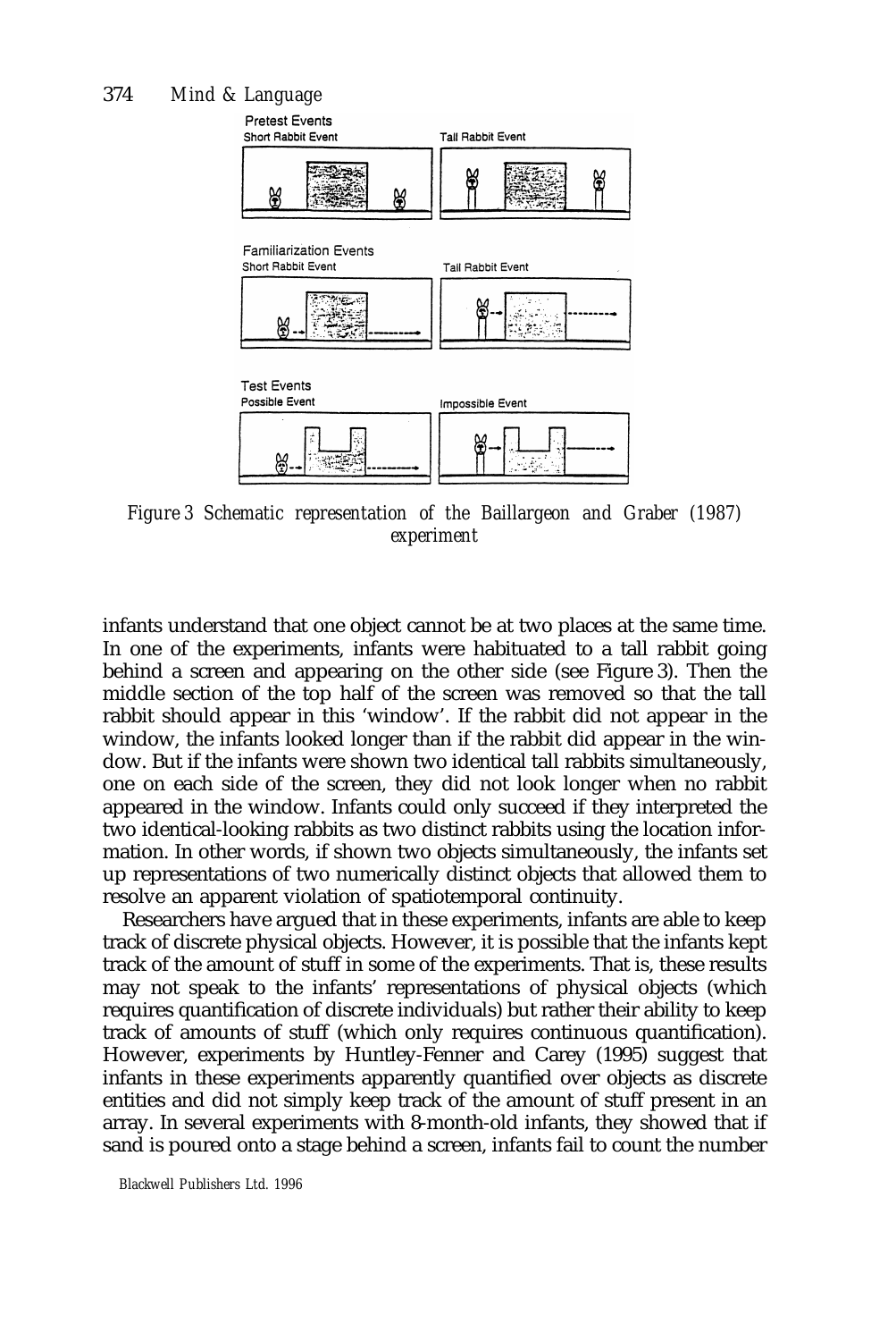*Figure 3 Schematic representation of the Baillargeon and Graber (1987) experiment*

infants understand that one object cannot be at two places at the same time. In one of the experiments, infants were habituated to a tall rabbit going behind a screen and appearing on the other side (see Figure 3). Then the middle section of the top half of the screen was removed so that the tall rabbit should appear in this 'window'. If the rabbit did not appear in the window, the infants looked longer than if the rabbit did appear in the window. But if the infants were shown two identical tall rabbits simultaneously, one on each side of the screen, they did not look longer when no rabbit appeared in the window. Infants could only succeed if they interpreted the two identical-looking rabbits as two distinct rabbits using the location information. In other words, if shown two objects simultaneously, the infants set up representations of two numerically distinct objects that allowed them to resolve an apparent violation of spatiotemporal continuity.

Researchers have argued that in these experiments, infants are able to keep track of discrete physical objects. However, it is possible that the infants kept track of the amount of stuff in some of the experiments. That is, these results may not speak to the infants' representations of physical objects (which requires quantification of discrete individuals) but rather their ability to keep track of amounts of stuff (which only requires continuous quantification). However, experiments by Huntley-Fenner and Carey (1995) suggest that infants in these experiments apparently quantified over objects as discrete entities and did not simply keep track of the amount of stuff present in an array. In several experiments with 8-month-old infants, they showed that if sand is poured onto a stage behind a screen, infants fail to count the number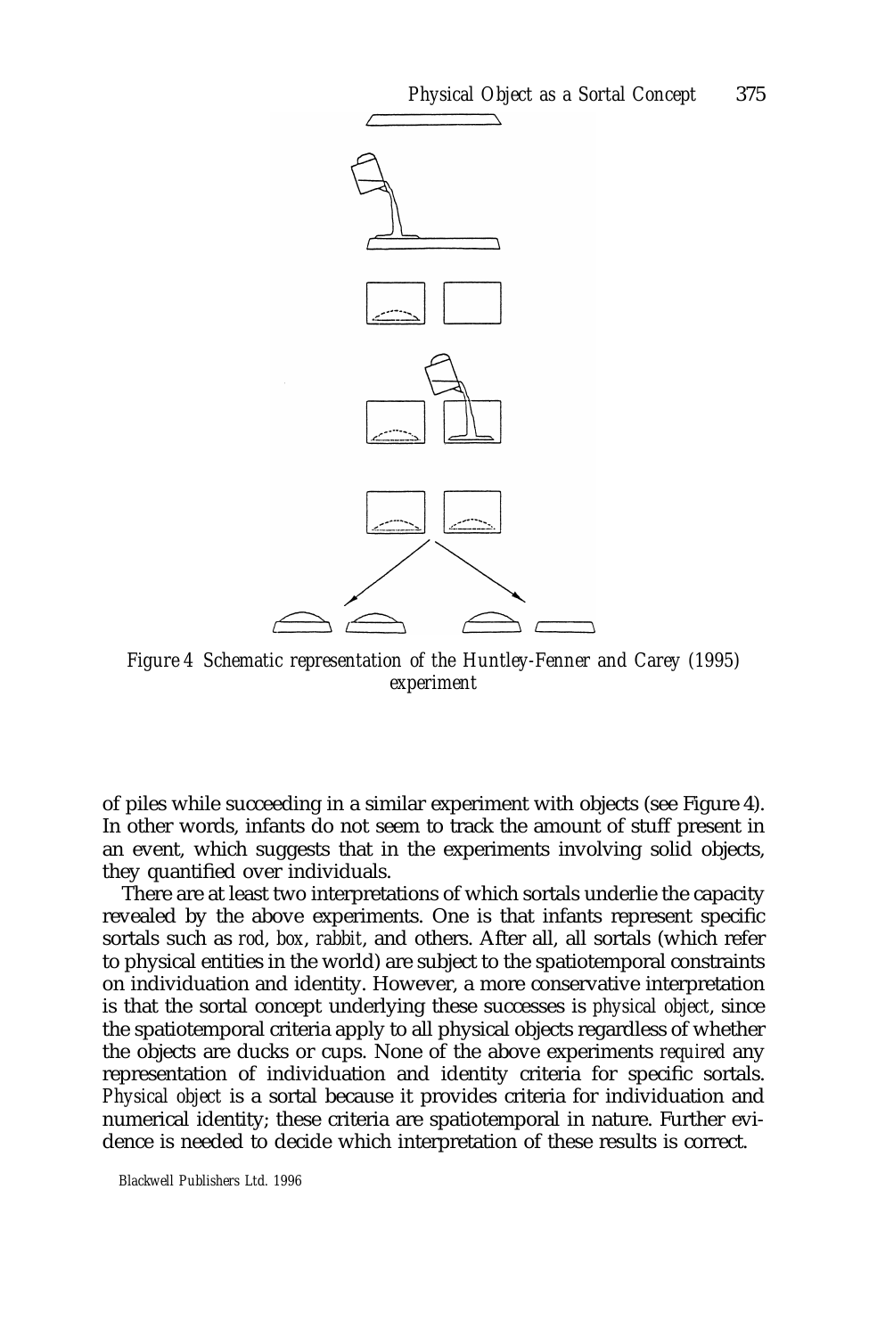*Figure 4 Schematic representation of the Huntley-Fenner and Carey (1995) experiment*

of piles while succeeding in a similar experiment with objects (see Figure 4). In other words, infants do not seem to track the amount of stuff present in an event, which suggests that in the experiments involving solid objects, they quantified over individuals.

There are at least two interpretations of which sortals underlie the capacity revealed by the above experiments. One is that infants represent specific sortals such as *rod*, *box*, *rabbit*, and others. After all, all sortals (which refer to physical entities in the world) are subject to the spatiotemporal constraints on individuation and identity. However, a more conservative interpretation is that the sortal concept underlying these successes is *physical object*, since the spatiotemporal criteria apply to all physical objects regardless of whether the objects are ducks or cups. None of the above experiments *required* any representation of individuation and identity criteria for specific sortals. *Physical object* is a sortal because it provides criteria for individuation and numerical identity; these criteria are spatiotemporal in nature. Further evidence is needed to decide which interpretation of these results is correct.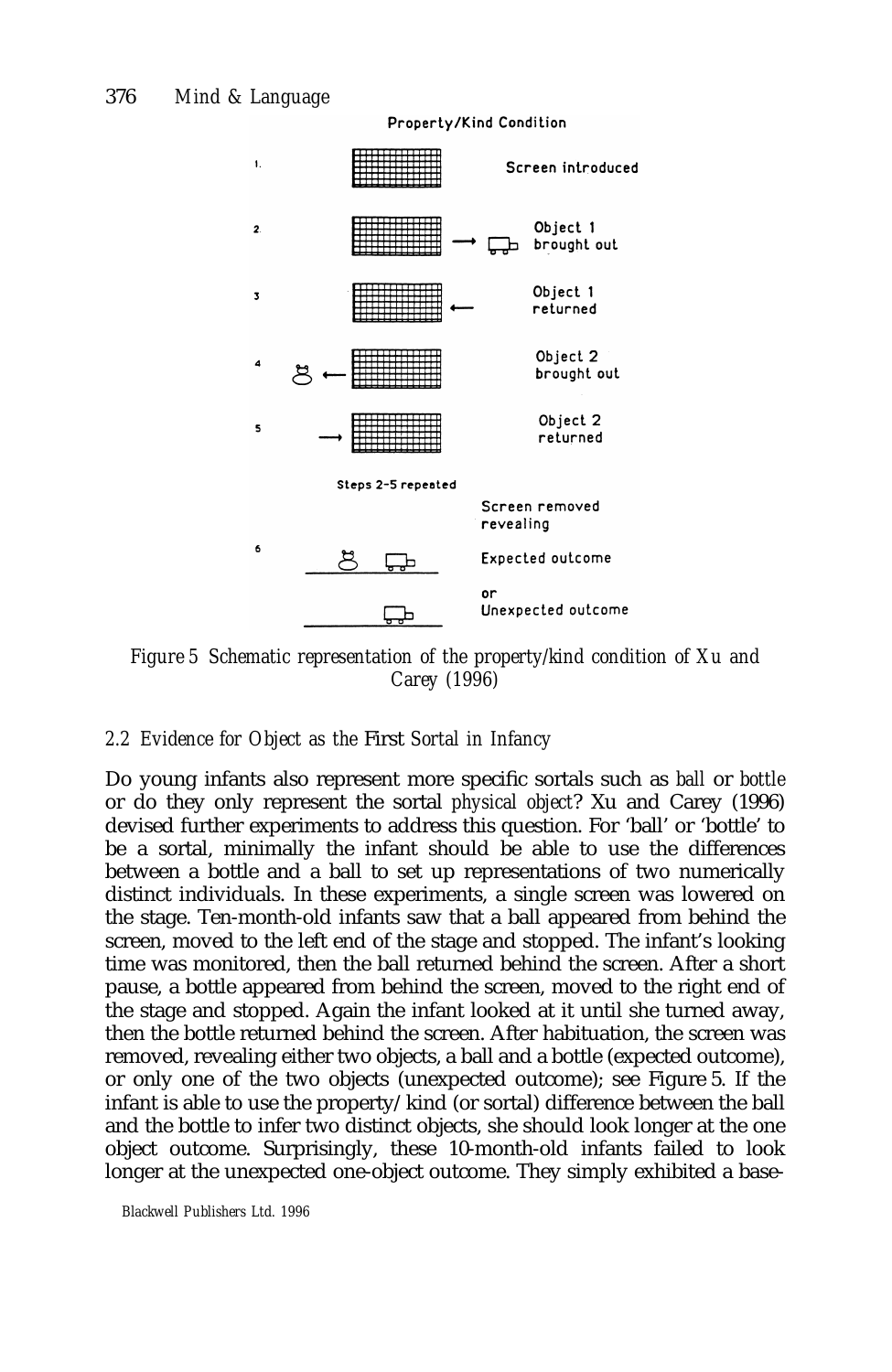Property/Kind Condition

1. Screen introduced

2. Object 1 brought out

3. Object 1 returned

4. Object 2 brought out

5. Object 2 returned

Steps 2–5 repeated

6. Screen removed revealing

Expected outcome

or

Unexpected outcome

*Figure 5 Schematic representation of the property/kind condition of Xu and Carey (1996)*

### *2.2 Evidence for Object as the First Sortal in Infancy*

Do young infants also represent more specific sortals such as *ball* or *bottle* or do they only represent the sortal *physical object*? Xu and Carey (1996) devised further experiments to address this question. For 'ball' or 'bottle' to be a sortal, minimally the infant should be able to use the differences between a bottle and a ball to set up representations of two numerically distinct individuals. In these experiments, a single screen was lowered on the stage. Ten-month-old infants saw that a ball appeared from behind the screen, moved to the left end of the stage and stopped. The infant's looking time was monitored, then the ball returned behind the screen. After a short pause, a bottle appeared from behind the screen, moved to the right end of the stage and stopped. Again the infant looked at it until she turned away, then the bottle returned behind the screen. After habituation, the screen was removed, revealing either two objects, a ball and a bottle (expected outcome), or only one of the two objects (unexpected outcome); see Figure 5. If the infant is able to use the property/kind (or sortal) difference between the ball and the bottle to infer two distinct objects, she should look longer at the one object outcome. Surprisingly, these 10-month-old infants failed to look longer at the unexpected one-object outcome. They simply exhibited a base-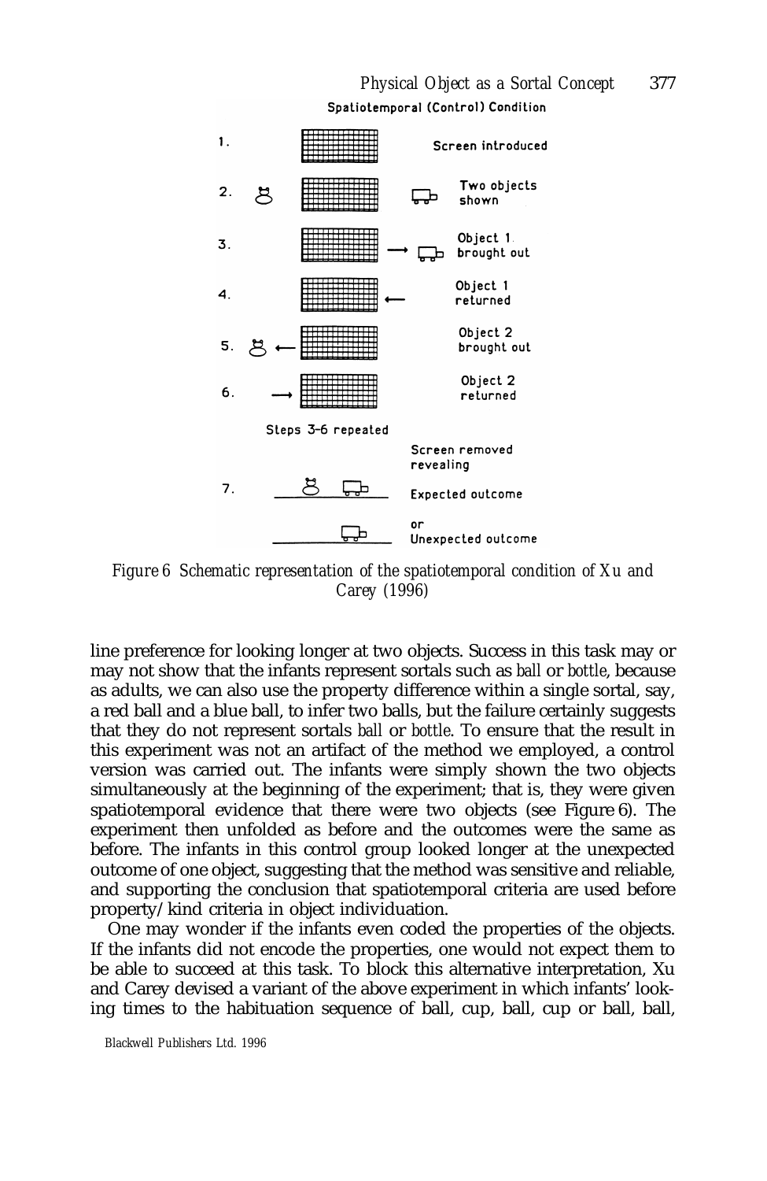Spatiotemporal (Control) Condition

1. Screen introduced

2. Two objects shown

3. Object 1 brought out

4. Object 1 returned

5. Object 2 brought out

6. Object 2 returned

Steps 3–6 repeated

Screen removed revealing

7. Expected outcome

or

Unexpected outcome

*Figure 6 Schematic representation of the spatiotemporal condition of Xu and Carey (1996)*

line preference for looking longer at two objects. Success in this task may or may not show that the infants represent sortals such as *ball* or *bottle*, because as adults, we can also use the property difference within a single sortal, say, a red ball and a blue ball, to infer two balls, but the failure certainly suggests that they do not represent sortals *ball* or *bottle*. To ensure that the result in this experiment was not an artifact of the method we employed, a control version was carried out. The infants were simply shown the two objects simultaneously at the beginning of the experiment; that is, they were given spatiotemporal evidence that there were two objects (see Figure 6). The experiment then unfolded as before and the outcomes were the same as before. The infants in this control group looked longer at the unexpected outcome of one object, suggesting that the method was sensitive and reliable, and supporting the conclusion that spatiotemporal criteria are used before property/kind criteria in object individuation.

One may wonder if the infants even coded the properties of the objects. If the infants did not encode the properties, one would not expect them to be able to succeed at this task. To block this alternative interpretation, Xu and Carey devised a variant of the above experiment in which infants' looking times to the habituation sequence of ball, cup, ball, cup or ball, ball,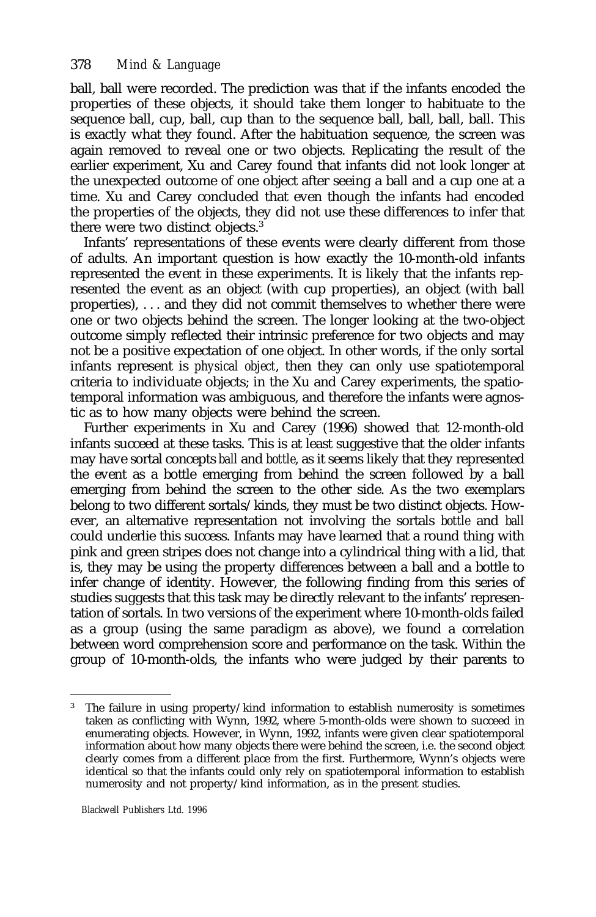ball, ball were recorded. The prediction was that if the infants encoded the properties of these objects, it should take them longer to habituate to the sequence ball, cup, ball, cup than to the sequence ball, ball, ball, ball. This is exactly what they found. After the habituation sequence, the screen was again removed to reveal one or two objects. Replicating the result of the earlier experiment, Xu and Carey found that infants did not look longer at the unexpected outcome of one object after seeing a ball and a cup one at a time. Xu and Carey concluded that even though the infants had encoded the properties of the objects, they did not use these differences to infer that there were two distinct objects.[3]

Infants' representations of these events were clearly different from those of adults. An important question is how exactly the 10-month-old infants represented the event in these experiments. It is likely that the infants represented the event as an object (with cup properties), an object (with ball properties), . . . and they did not commit themselves to whether there were one or two objects behind the screen. The longer looking at the two-object outcome simply reflected their intrinsic preference for two objects and may not be a positive expectation of one object. In other words, if the only sortal infants represent is *physical object*, then they can only use spatiotemporal criteria to individuate objects; in the Xu and Carey experiments, the spatiotemporal information was ambiguous, and therefore the infants were agnostic as to how many objects were behind the screen.

Further experiments in Xu and Carey (1996) showed that 12-month-old infants succeed at these tasks. This is at least suggestive that the older infants may have sortal concepts *ball* and *bottle*, as it seems likely that they represented the event as a bottle emerging from behind the screen followed by a ball emerging from behind the screen to the other side. As the two exemplars belong to two different sortals/kinds, they must be two distinct objects. However, an alternative representation not involving the sortals *bottle* and *ball* could underlie this success. Infants may have learned that a round thing with pink and green stripes does not change into a cylindrical thing with a lid, that is, they may be using the property differences between a ball and a bottle to infer change of identity. However, the following finding from this series of studies suggests that this task may be directly relevant to the infants' representation of sortals. In two versions of the experiment where 10-month-olds failed as a group (using the same paradigm as above), we found a correlation between word comprehension score and performance on the task. Within the group of 10-month-olds, the infants who were judged by their parents to

---

[3] The failure in using property/kind information to establish numerosity is sometimes taken as conflicting with Wynn, 1992, where 5-month-olds were shown to succeed in enumerating objects. However, in Wynn, 1992, infants were given clear spatiotemporal information about how many objects there were behind the screen, i.e. the second object clearly comes from a different place from the first. Furthermore, Wynn's objects were identical so that the infants could only rely on spatiotemporal information to establish numerosity and not property/kind information, as in the present studies.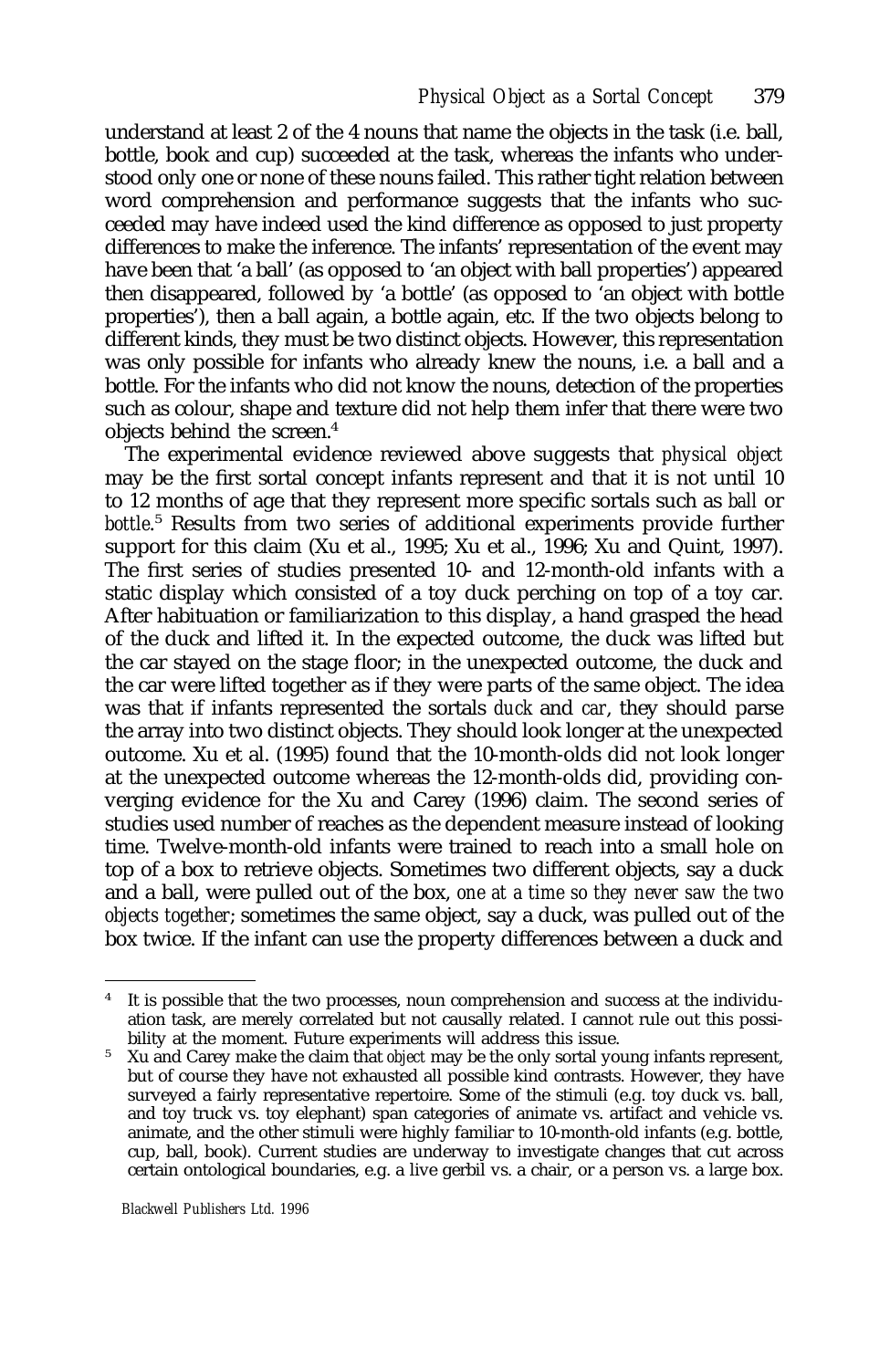understand at least 2 of the 4 nouns that name the objects in the task (i.e. ball, bottle, book and cup) succeeded at the task, whereas the infants who understood only one or none of these nouns failed. This rather tight relation between word comprehension and performance suggests that the infants who succeeded may have indeed used the kind difference as opposed to just property differences to make the inference. The infants' representation of the event may have been that 'a ball' (as opposed to 'an object with ball properties') appeared then disappeared, followed by 'a bottle' (as opposed to 'an object with bottle properties'), then a ball again, a bottle again, etc. If the two objects belong to different kinds, they must be two distinct objects. However, this representation was only possible for infants who already knew the nouns, i.e. a ball and a bottle. For the infants who did not know the nouns, detection of the properties such as colour, shape and texture did not help them infer that there were two objects behind the screen.[4]

The experimental evidence reviewed above suggests that *physical object* may be the first sortal concept infants represent and that it is not until 10 to 12 months of age that they represent more specific sortals such as *ball* or *bottle*.[5] Results from two series of additional experiments provide further support for this claim (Xu et al., 1995; Xu et al., 1996; Xu and Quint, 1997). The first series of studies presented 10- and 12-month-old infants with a static display which consisted of a toy duck perching on top of a toy car. After habituation or familiarization to this display, a hand grasped the head of the duck and lifted it. In the expected outcome, the duck was lifted but the car stayed on the stage floor; in the unexpected outcome, the duck and the car were lifted together as if they were parts of the same object. The idea was that if infants represented the sortals *duck* and *car*, they should parse the array into two distinct objects. They should look longer at the unexpected outcome. Xu et al. (1995) found that the 10-month-olds did not look longer at the unexpected outcome whereas the 12-month-olds did, providing converging evidence for the Xu and Carey (1996) claim. The second series of studies used number of reaches as the dependent measure instead of looking time. Twelve-month-old infants were trained to reach into a small hole on top of a box to retrieve objects. Sometimes two different objects, say a duck and a ball, were pulled out of the box, *one at a time so they never saw the two objects together*; sometimes the same object, say a duck, was pulled out of the box twice. If the infant can use the property differences between a duck and

---

[4] It is possible that the two processes, noun comprehension and success at the individuation task, are merely correlated but not causally related. I cannot rule out this possibility at the moment. Future experiments will address this issue.

[5] Xu and Carey make the claim that *object* may be the only sortal young infants represent, but of course they have not exhausted all possible kind contrasts. However, they have surveyed a fairly representative repertoire. Some of the stimuli (e.g. toy duck vs. ball, and toy truck vs. toy elephant) span categories of animate vs. artifact and vehicle vs. animate, and the other stimuli were highly familiar to 10-month-old infants (e.g. bottle, cup, ball, book). Current studies are underway to investigate changes that cut across certain ontological boundaries, e.g. a live gerbil vs. a chair, or a person vs. a large box.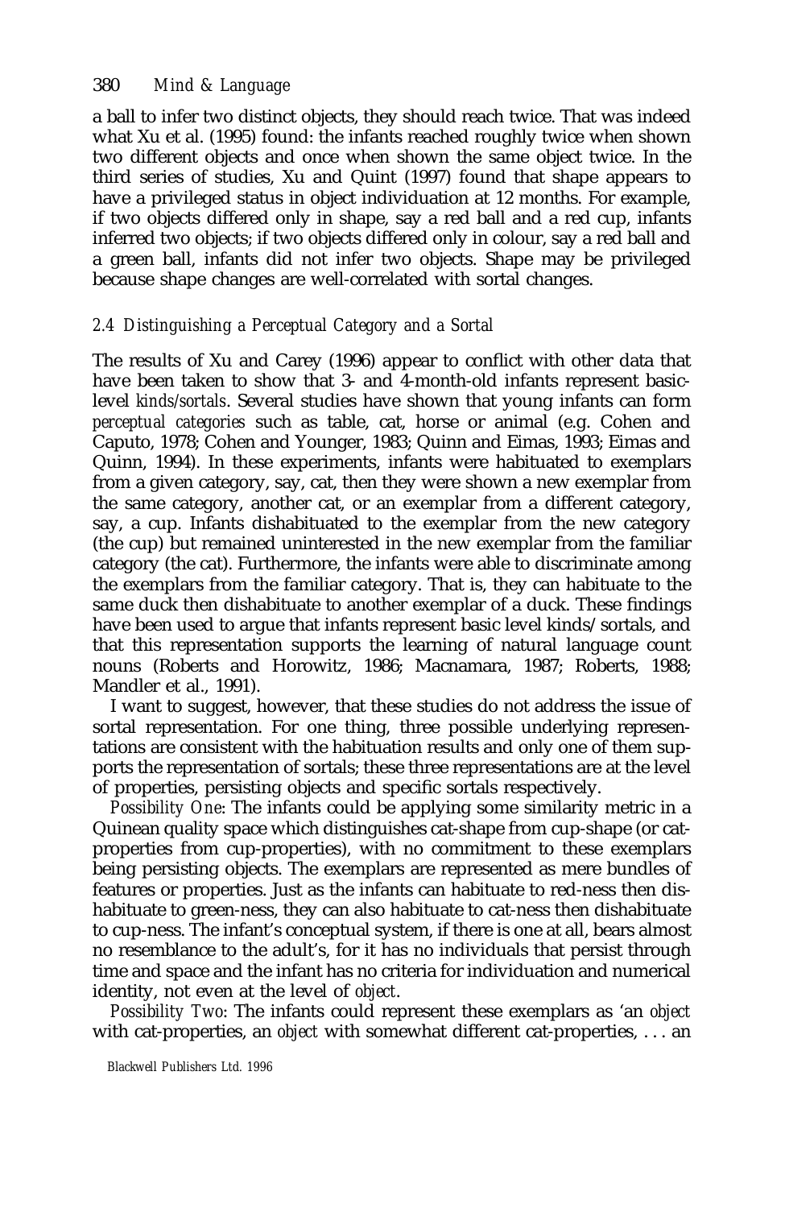a ball to infer two distinct objects, they should reach twice. That was indeed what Xu et al. (1995) found: the infants reached roughly twice when shown two different objects and once when shown the same object twice. In the third series of studies, Xu and Quint (1997) found that shape appears to have a privileged status in object individuation at 12 months. For example, if two objects differed only in shape, say a red ball and a red cup, infants inferred two objects; if two objects differed only in colour, say a red ball and a green ball, infants did not infer two objects. Shape may be privileged because shape changes are well-correlated with sortal changes.

### *2.4 Distinguishing a Perceptual Category and a Sortal*

The results of Xu and Carey (1996) appear to conflict with other data that have been taken to show that 3- and 4-month-old infants represent basic-level *kinds/sortals*. Several studies have shown that young infants can form *perceptual categories* such as table, cat, horse or animal (e.g. Cohen and Caputo, 1978; Cohen and Younger, 1983; Quinn and Eimas, 1993; Eimas and Quinn, 1994). In these experiments, infants were habituated to exemplars from a given category, say, cat, then they were shown a new exemplar from the same category, another cat, or an exemplar from a different category, say, a cup. Infants dishabituated to the exemplar from the new category (the cup) but remained uninterested in the new exemplar from the familiar category (the cat). Furthermore, the infants were able to discriminate among the exemplars from the familiar category. That is, they can habituate to the same duck then dishabituate to another exemplar of a duck. These findings have been used to argue that infants represent basic level kinds/sortals, and that this representation supports the learning of natural language count nouns (Roberts and Horowitz, 1986; Macnamara, 1987; Roberts, 1988; Mandler et al., 1991).

I want to suggest, however, that these studies do not address the issue of sortal representation. For one thing, three possible underlying representations are consistent with the habituation results and only one of them supports the representation of sortals; these three representations are at the level of properties, persisting objects and specific sortals respectively.

*Possibility One*: The infants could be applying some similarity metric in a Quinean quality space which distinguishes cat-shape from cup-shape (or cat-properties from cup-properties), with no commitment to these exemplars being persisting objects. The exemplars are represented as mere bundles of features or properties. Just as the infants can habituate to red-ness then dishabituate to green-ness, they can also habituate to cat-ness then dishabituate to cup-ness. The infant's conceptual system, if there is one at all, bears almost no resemblance to the adult's, for it has no individuals that persist through time and space and the infant has no criteria for individuation and numerical identity, not even at the level of *object*.

*Possibility Two*: The infants could represent these exemplars as 'an *object* with cat-properties, an *object* with somewhat different cat-properties, . . . an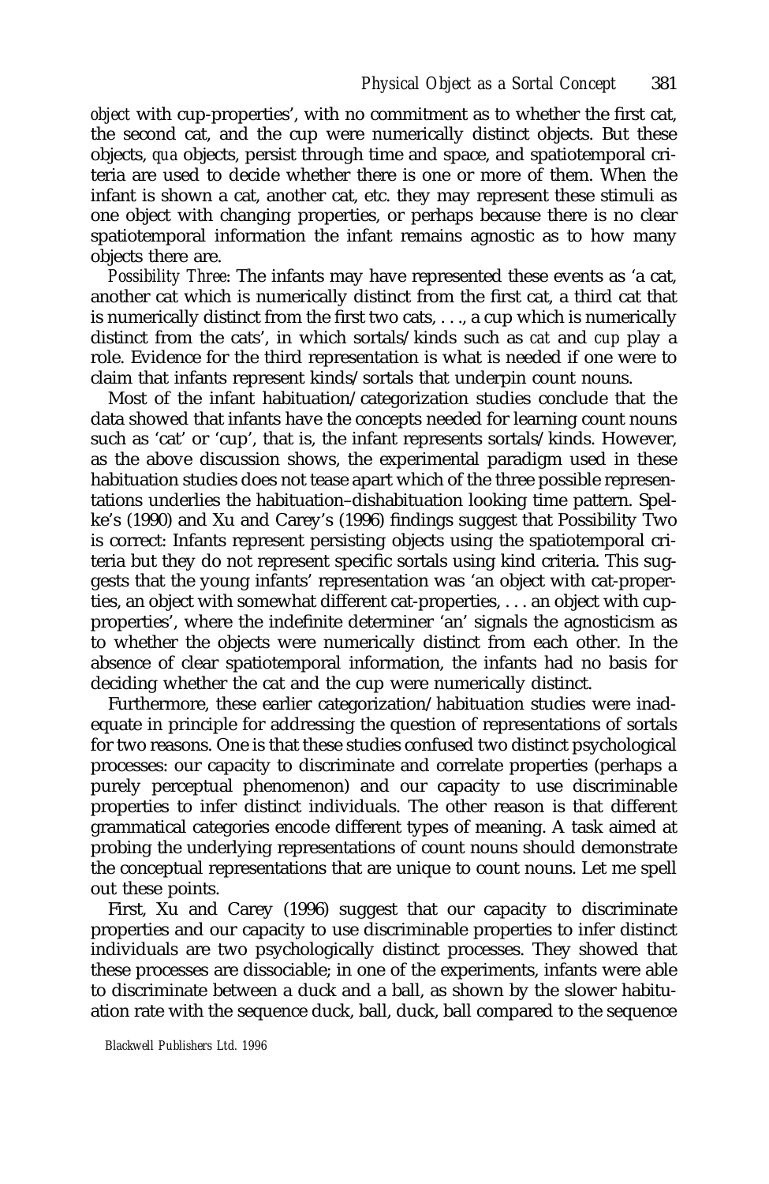*object* with cup-properties', with no commitment as to whether the first cat, the second cat, and the cup were numerically distinct objects. But these objects, *qua* objects, persist through time and space, and spatiotemporal criteria are used to decide whether there is one or more of them. When the infant is shown a cat, another cat, etc. they may represent these stimuli as one object with changing properties, or perhaps because there is no clear spatiotemporal information the infant remains agnostic as to how many objects there are.

*Possibility Three*: The infants may have represented these events as 'a cat, another cat which is numerically distinct from the first cat, a third cat that is numerically distinct from the first two cats, . . ., a cup which is numerically distinct from the cats', in which sortals/kinds such as *cat* and *cup* play a role. Evidence for the third representation is what is needed if one were to claim that infants represent kinds/sortals that underpin count nouns.

Most of the infant habituation/categorization studies conclude that the data showed that infants have the concepts needed for learning count nouns such as 'cat' or 'cup', that is, the infant represents sortals/kinds. However, as the above discussion shows, the experimental paradigm used in these habituation studies does not tease apart which of the three possible representations underlies the habituation–dishabituation looking time pattern. Spelke's (1990) and Xu and Carey's (1996) findings suggest that Possibility Two is correct: Infants represent persisting objects using the spatiotemporal criteria but they do not represent specific sortals using kind criteria. This suggests that the young infants' representation was 'an object with cat-properties, an object with somewhat different cat-properties, . . . an object with cup-properties', where the indefinite determiner 'an' signals the agnosticism as to whether the objects were numerically distinct from each other. In the absence of clear spatiotemporal information, the infants had no basis for deciding whether the cat and the cup were numerically distinct.

Furthermore, these earlier categorization/habituation studies were inadequate in principle for addressing the question of representations of sortals for two reasons. One is that these studies confused two distinct psychological processes: our capacity to discriminate and correlate properties (perhaps a purely perceptual phenomenon) and our capacity to use discriminable properties to infer distinct individuals. The other reason is that different grammatical categories encode different types of meaning. A task aimed at probing the underlying representations of count nouns should demonstrate the conceptual representations that are unique to count nouns. Let me spell out these points.

First, Xu and Carey (1996) suggest that our capacity to discriminate properties and our capacity to use discriminable properties to infer distinct individuals are two psychologically distinct processes. They showed that these processes are dissociable; in one of the experiments, infants were able to discriminate between a duck and a ball, as shown by the slower habituation rate with the sequence duck, ball, duck, ball compared to the sequence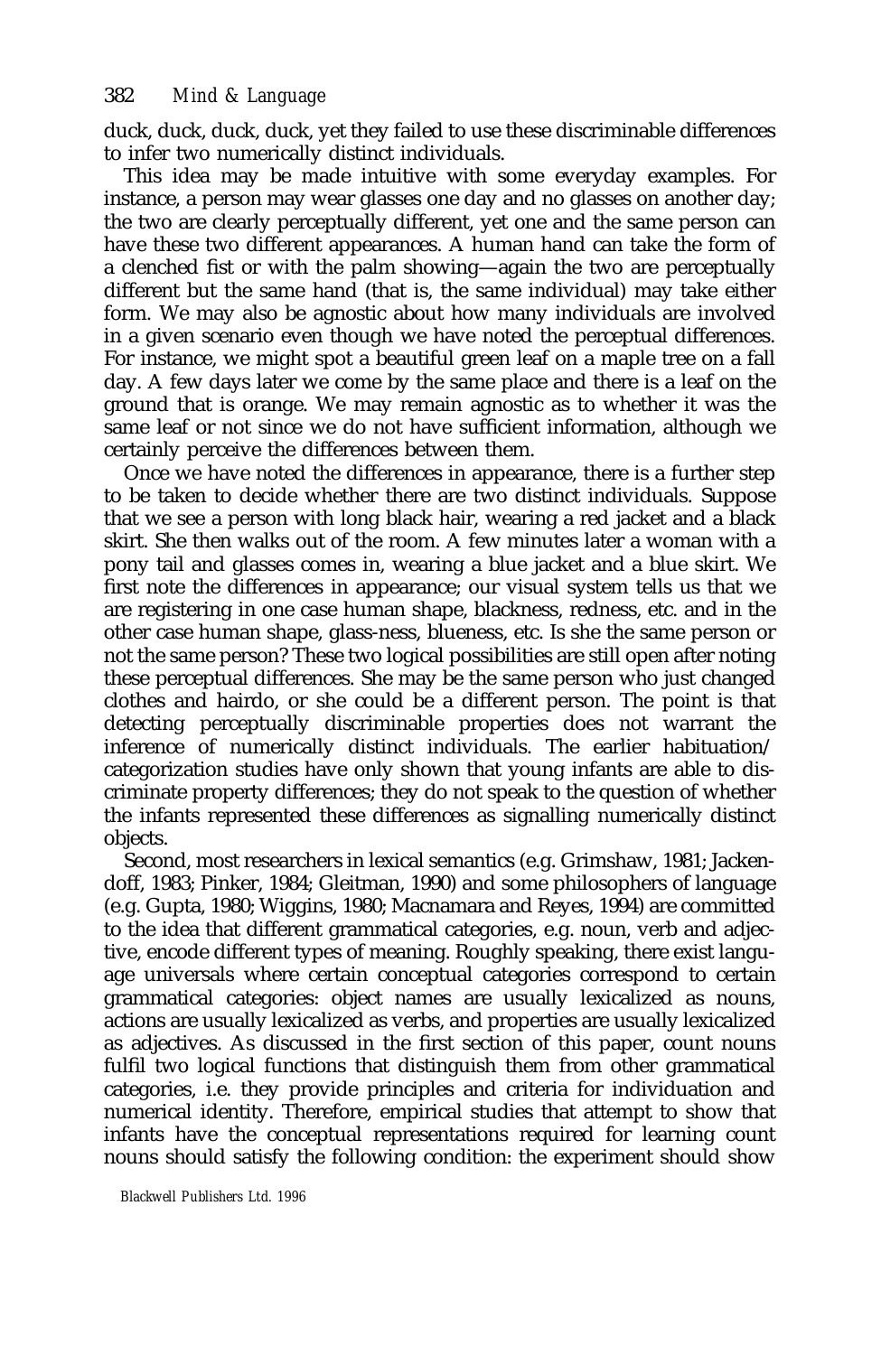duck, duck, duck, duck, yet they failed to use these discriminable differences to infer two numerically distinct individuals.

This idea may be made intuitive with some everyday examples. For instance, a person may wear glasses one day and no glasses on another day; the two are clearly perceptually different, yet one and the same person can have these two different appearances. A human hand can take the form of a clenched fist or with the palm showing—again the two are perceptually different but the same hand (that is, the same individual) may take either form. We may also be agnostic about how many individuals are involved in a given scenario even though we have noted the perceptual differences. For instance, we might spot a beautiful green leaf on a maple tree on a fall day. A few days later we come by the same place and there is a leaf on the ground that is orange. We may remain agnostic as to whether it was the same leaf or not since we do not have sufficient information, although we certainly perceive the differences between them.

Once we have noted the differences in appearance, there is a further step to be taken to decide whether there are two distinct individuals. Suppose that we see a person with long black hair, wearing a red jacket and a black skirt. She then walks out of the room. A few minutes later a woman with a pony tail and glasses comes in, wearing a blue jacket and a blue skirt. We first note the differences in appearance; our visual system tells us that we are registering in one case human shape, blackness, redness, etc. and in the other case human shape, glass-ness, blueness, etc. Is she the same person or not the same person? These two logical possibilities are still open after noting these perceptual differences. She may be the same person who just changed clothes and hairdo, or she could be a different person. The point is that detecting perceptually discriminable properties does not warrant the inference of numerically distinct individuals. The earlier habituation/categorization studies have only shown that young infants are able to discriminate property differences; they do not speak to the question of whether the infants represented these differences as signalling numerically distinct objects.

Second, most researchers in lexical semantics (e.g. Grimshaw, 1981; Jackendoff, 1983; Pinker, 1984; Gleitman, 1990) and some philosophers of language (e.g. Gupta, 1980; Wiggins, 1980; Macnamara and Reyes, 1994) are committed to the idea that different grammatical categories, e.g. noun, verb and adjective, encode different types of meaning. Roughly speaking, there exist language universals where certain conceptual categories correspond to certain grammatical categories: object names are usually lexicalized as nouns, actions are usually lexicalized as verbs, and properties are usually lexicalized as adjectives. As discussed in the first section of this paper, count nouns fulfil two logical functions that distinguish them from other grammatical categories, i.e. they provide principles and criteria for individuation and numerical identity. Therefore, empirical studies that attempt to show that infants have the conceptual representations required for learning count nouns should satisfy the following condition: the experiment should show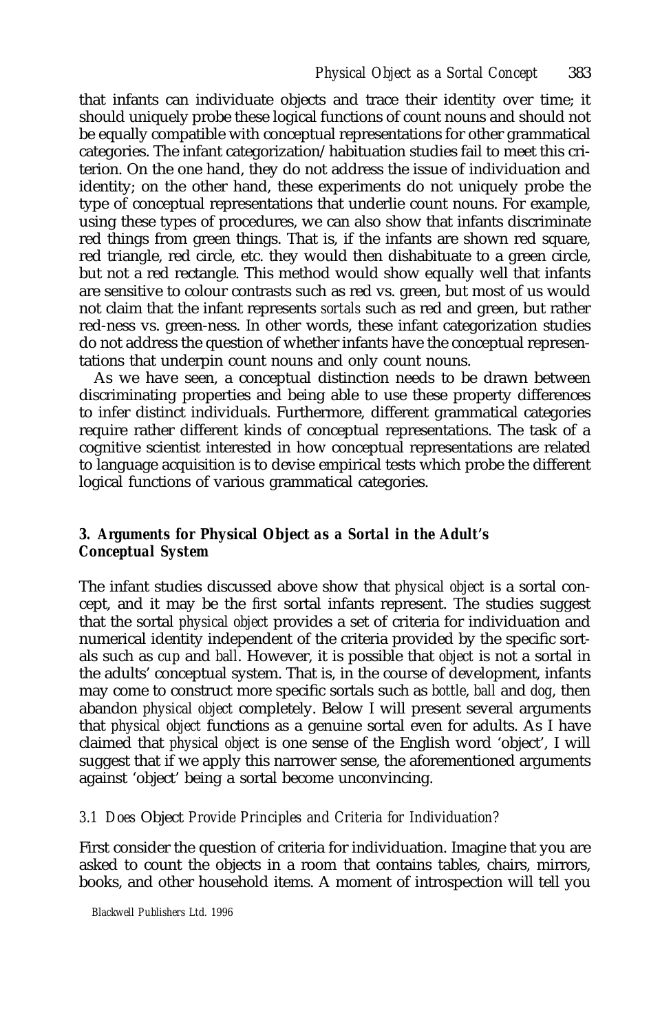that infants can individuate objects and trace their identity over time; it should uniquely probe these logical functions of count nouns and should not be equally compatible with conceptual representations for other grammatical categories. The infant categorization/habituation studies fail to meet this criterion. On the one hand, they do not address the issue of individuation and identity; on the other hand, these experiments do not uniquely probe the type of conceptual representations that underlie count nouns. For example, using these types of procedures, we can also show that infants discriminate red things from green things. That is, if the infants are shown red square, red triangle, red circle, etc. they would then dishabituate to a green circle, but not a red rectangle. This method would show equally well that infants are sensitive to colour contrasts such as red vs. green, but most of us would not claim that the infant represents *sortals* such as red and green, but rather red-ness vs. green-ness. In other words, these infant categorization studies do not address the question of whether infants have the conceptual representations that underpin count nouns and only count nouns.

As we have seen, a conceptual distinction needs to be drawn between discriminating properties and being able to use these property differences to infer distinct individuals. Furthermore, different grammatical categories require rather different kinds of conceptual representations. The task of a cognitive scientist interested in how conceptual representations are related to language acquisition is to devise empirical tests which probe the different logical functions of various grammatical categories.

## 3. Arguments for *Physical Object* as a Sortal in the Adult's Conceptual System

The infant studies discussed above show that *physical object* is a sortal concept, and it may be the *first* sortal infants represent. The studies suggest that the sortal *physical object* provides a set of criteria for individuation and numerical identity independent of the criteria provided by the specific sortals such as *cup* and *ball*. However, it is possible that *object* is not a sortal in the adults' conceptual system. That is, in the course of development, infants may come to construct more specific sortals such as *bottle*, *ball* and *dog*, then abandon *physical object* completely. Below I will present several arguments that *physical object* functions as a genuine sortal even for adults. As I have claimed that *physical object* is one sense of the English word 'object', I will suggest that if we apply this narrower sense, the aforementioned arguments against 'object' being a sortal become unconvincing.

### 3.1 Does Object Provide Principles and Criteria for Individuation?

First consider the question of criteria for individuation. Imagine that you are asked to count the objects in a room that contains tables, chairs, mirrors, books, and other household items. A moment of introspection will tell you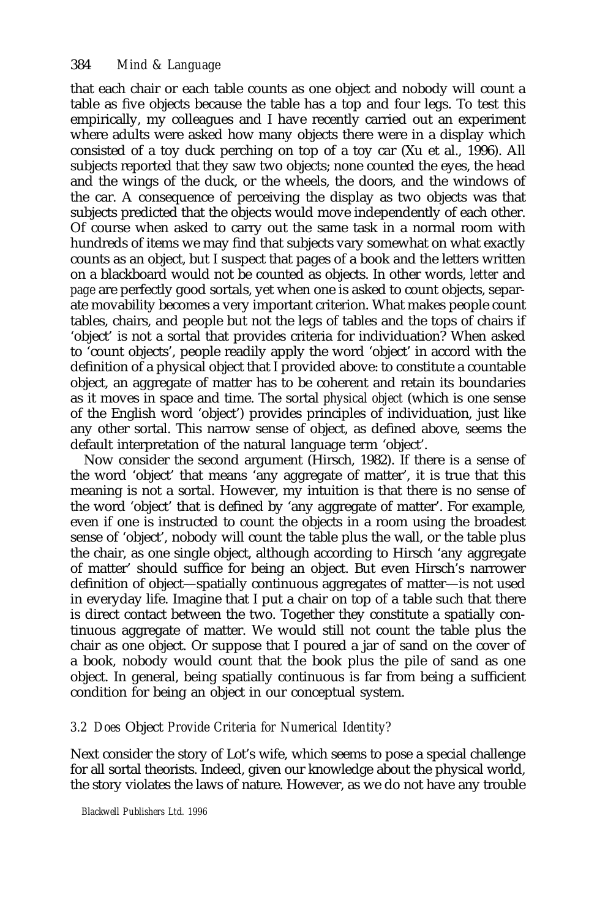that each chair or each table counts as one object and nobody will count a table as five objects because the table has a top and four legs. To test this empirically, my colleagues and I have recently carried out an experiment where adults were asked how many objects there were in a display which consisted of a toy duck perching on top of a toy car (Xu et al., 1996). All subjects reported that they saw two objects; none counted the eyes, the head and the wings of the duck, or the wheels, the doors, and the windows of the car. A consequence of perceiving the display as two objects was that subjects predicted that the objects would move independently of each other. Of course when asked to carry out the same task in a normal room with hundreds of items we may find that subjects vary somewhat on what exactly counts as an object, but I suspect that pages of a book and the letters written on a blackboard would not be counted as objects. In other words, *letter* and *page* are perfectly good sortals, yet when one is asked to count objects, separate movability becomes a very important criterion. What makes people count tables, chairs, and people but not the legs of tables and the tops of chairs if 'object' is not a sortal that provides criteria for individuation? When asked to 'count objects', people readily apply the word 'object' in accord with the definition of a physical object that I provided above: to constitute a countable object, an aggregate of matter has to be coherent and retain its boundaries as it moves in space and time. The sortal *physical object* (which is one sense of the English word 'object') provides principles of individuation, just like any other sortal. This narrow sense of object, as defined above, seems the default interpretation of the natural language term 'object'.

Now consider the second argument (Hirsch, 1982). If there is a sense of the word 'object' that means 'any aggregate of matter', it is true that this meaning is not a sortal. However, my intuition is that there is no sense of the word 'object' that is defined by 'any aggregate of matter'. For example, even if one is instructed to count the objects in a room using the broadest sense of 'object', nobody will count the table plus the wall, or the table plus the chair, as one single object, although according to Hirsch 'any aggregate of matter' should suffice for being an object. But even Hirsch's narrower definition of object—spatially continuous aggregates of matter—is not used in everyday life. Imagine that I put a chair on top of a table such that there is direct contact between the two. Together they constitute a spatially continuous aggregate of matter. We would still not count the table plus the chair as one object. Or suppose that I poured a jar of sand on the cover of a book, nobody would count that the book plus the pile of sand as one object. In general, being spatially continuous is far from being a sufficient condition for being an object in our conceptual system.

### 3.2 *Does* Object *Provide Criteria for Numerical Identity?*

Next consider the story of Lot's wife, which seems to pose a special challenge for all sortal theorists. Indeed, given our knowledge about the physical world, the story violates the laws of nature. However, as we do not have any trouble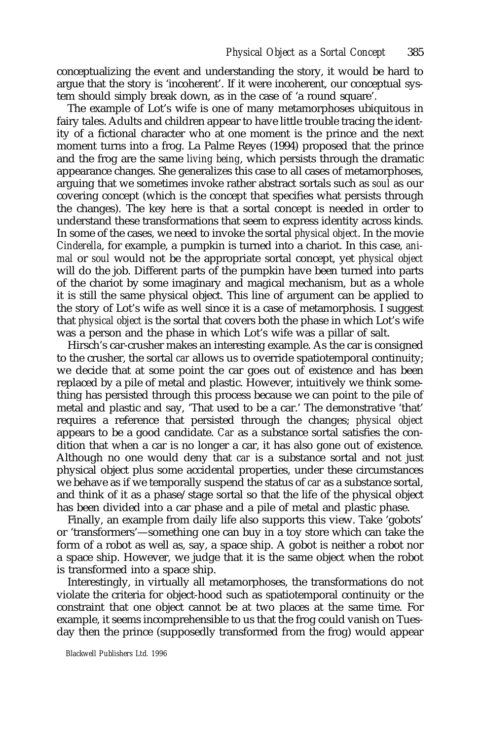conceptualizing the event and understanding the story, it would be hard to argue that the story is 'incoherent'. If it were incoherent, our conceptual system should simply break down, as in the case of 'a round square'.

The example of Lot's wife is one of many metamorphoses ubiquitous in fairy tales. Adults and children appear to have little trouble tracing the identity of a fictional character who at one moment is the prince and the next moment turns into a frog. La Palme Reyes (1994) proposed that the prince and the frog are the same *living being*, which persists through the dramatic appearance changes. She generalizes this case to all cases of metamorphoses, arguing that we sometimes invoke rather abstract sortals such as *soul* as our covering concept (which is the concept that specifies what persists through the changes). The key here is that a sortal concept is needed in order to understand these transformations that seem to express identity across kinds. In some of the cases, we need to invoke the sortal *physical object*. In the movie *Cinderella*, for example, a pumpkin is turned into a chariot. In this case, *animal* or *soul* would not be the appropriate sortal concept, yet *physical object* will do the job. Different parts of the pumpkin have been turned into parts of the chariot by some imaginary and magical mechanism, but as a whole it is still the same physical object. This line of argument can be applied to the story of Lot's wife as well since it is a case of metamorphosis. I suggest that *physical object* is the sortal that covers both the phase in which Lot's wife was a person and the phase in which Lot's wife was a pillar of salt.

Hirsch's car-crusher makes an interesting example. As the car is consigned to the crusher, the sortal *car* allows us to override spatiotemporal continuity; we decide that at some point the car goes out of existence and has been replaced by a pile of metal and plastic. However, intuitively we think something has persisted through this process because we can point to the pile of metal and plastic and say, 'That used to be a car.' The demonstrative 'that' requires a reference that persisted through the changes; *physical object* appears to be a good candidate. *Car* as a substance sortal satisfies the condition that when a car is no longer a car, it has also gone out of existence. Although no one would deny that *car* is a substance sortal and not just physical object plus some accidental properties, under these circumstances we behave as if we temporally suspend the status of *car* as a substance sortal, and think of it as a phase/stage sortal so that the life of the physical object has been divided into a car phase and a pile of metal and plastic phase.

Finally, an example from daily life also supports this view. Take 'gobots' or 'transformers'—something one can buy in a toy store which can take the form of a robot as well as, say, a space ship. A gobot is neither a robot nor a space ship. However, we judge that it is the same object when the robot is transformed into a space ship.

Interestingly, in virtually all metamorphoses, the transformations do not violate the criteria for object-hood such as spatiotemporal continuity or the constraint that one object cannot be at two places at the same time. For example, it seems incomprehensible to us that the frog could vanish on Tuesday then the prince (supposedly transformed from the frog) would appear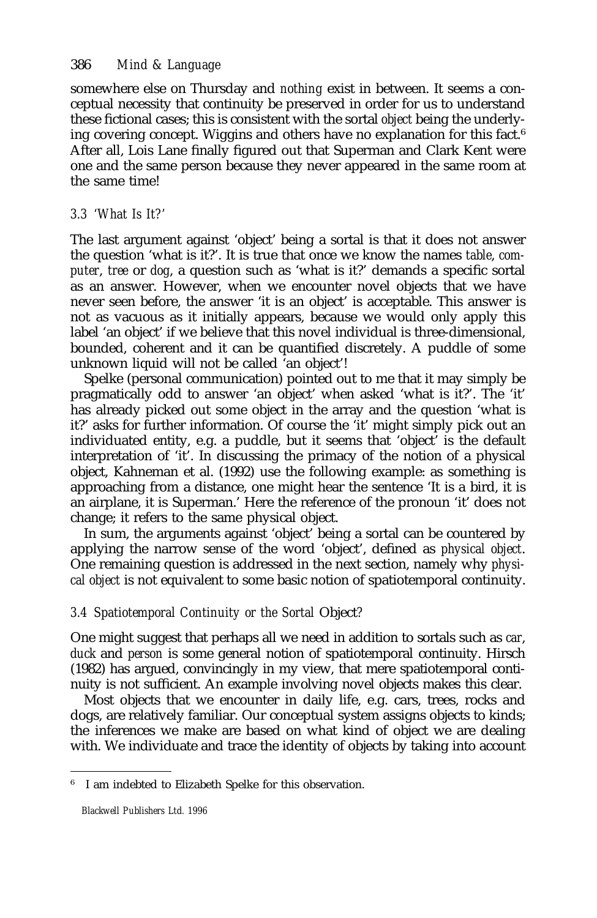somewhere else on Thursday and *nothing* exist in between. It seems a conceptual necessity that continuity be preserved in order for us to understand these fictional cases; this is consistent with the sortal *object* being the underlying covering concept. Wiggins and others have no explanation for this fact.[6] After all, Lois Lane finally figured out that Superman and Clark Kent were one and the same person because they never appeared in the same room at the same time!

### *3.3 'What Is It?'*

The last argument against 'object' being a sortal is that it does not answer the question 'what is it?'. It is true that once we know the names *table*, *computer*, *tree* or *dog*, a question such as 'what is it?' demands a specific sortal as an answer. However, when we encounter novel objects that we have never seen before, the answer 'it is an object' is acceptable. This answer is not as vacuous as it initially appears, because we would only apply this label 'an object' if we believe that this novel individual is three-dimensional, bounded, coherent and it can be quantified discretely. A puddle of some unknown liquid will not be called 'an object'!

Spelke (personal communication) pointed out to me that it may simply be pragmatically odd to answer 'an object' when asked 'what is it?'. The 'it' has already picked out some object in the array and the question 'what is it?' asks for further information. Of course the 'it' might simply pick out an individuated entity, e.g. a puddle, but it seems that 'object' is the default interpretation of 'it'. In discussing the primacy of the notion of a physical object, Kahneman et al. (1992) use the following example: as something is approaching from a distance, one might hear the sentence 'It is a bird, it is an airplane, it is Superman.' Here the reference of the pronoun 'it' does not change; it refers to the same physical object.

In sum, the arguments against 'object' being a sortal can be countered by applying the narrow sense of the word 'object', defined as *physical object*. One remaining question is addressed in the next section, namely why *physical object* is not equivalent to some basic notion of spatiotemporal continuity.

### *3.4 Spatiotemporal Continuity or the Sortal* Object?

One might suggest that perhaps all we need in addition to sortals such as *car*, *duck* and *person* is some general notion of spatiotemporal continuity. Hirsch (1982) has argued, convincingly in my view, that mere spatiotemporal continuity is not sufficient. An example involving novel objects makes this clear.

Most objects that we encounter in daily life, e.g. cars, trees, rocks and dogs, are relatively familiar. Our conceptual system assigns objects to kinds; the inferences we make are based on what kind of object we are dealing with. We individuate and trace the identity of objects by taking into account

---

[6] I am indebted to Elizabeth Spelke for this observation.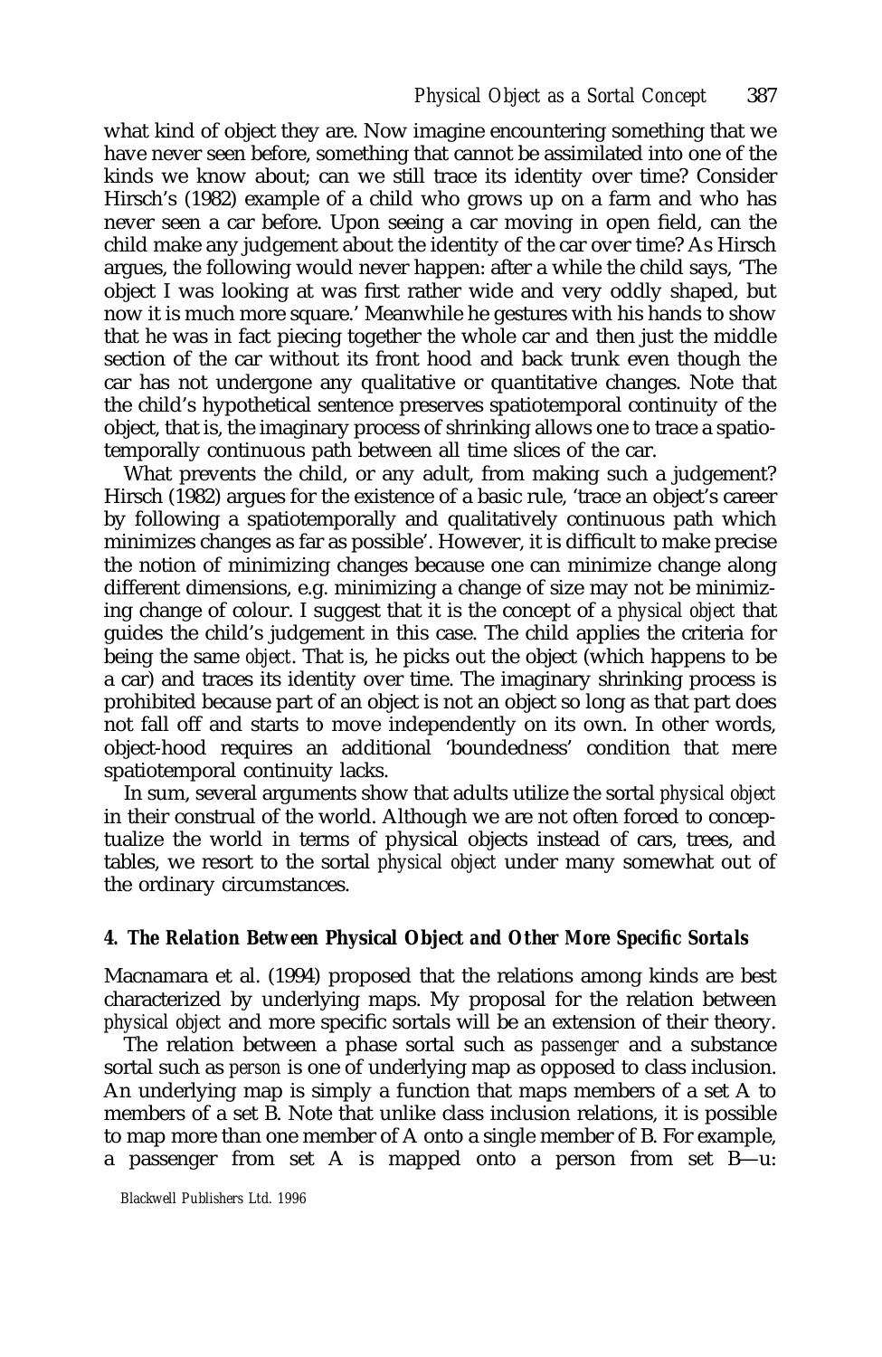what kind of object they are. Now imagine encountering something that we have never seen before, something that cannot be assimilated into one of the kinds we know about; can we still trace its identity over time? Consider Hirsch's (1982) example of a child who grows up on a farm and who has never seen a car before. Upon seeing a car moving in open field, can the child make any judgement about the identity of the car over time? As Hirsch argues, the following would never happen: after a while the child says, 'The object I was looking at was first rather wide and very oddly shaped, but now it is much more square.' Meanwhile he gestures with his hands to show that he was in fact piecing together the whole car and then just the middle section of the car without its front hood and back trunk even though the car has not undergone any qualitative or quantitative changes. Note that the child's hypothetical sentence preserves spatiotemporal continuity of the object, that is, the imaginary process of shrinking allows one to trace a spatiotemporally continuous path between all time slices of the car.

What prevents the child, or any adult, from making such a judgement? Hirsch (1982) argues for the existence of a basic rule, 'trace an object's career by following a spatiotemporally and qualitatively continuous path which minimizes changes as far as possible'. However, it is difficult to make precise the notion of minimizing changes because one can minimize change along different dimensions, e.g. minimizing a change of size may not be minimizing change of colour. I suggest that it is the concept of a *physical object* that guides the child's judgement in this case. The child applies the criteria for being the same *object*. That is, he picks out the object (which happens to be a car) and traces its identity over time. The imaginary shrinking process is prohibited because part of an object is not an object so long as that part does not fall off and starts to move independently on its own. In other words, object-hood requires an additional 'boundedness' condition that mere spatiotemporal continuity lacks.

In sum, several arguments show that adults utilize the sortal *physical object* in their construal of the world. Although we are not often forced to conceptualize the world in terms of physical objects instead of cars, trees, and tables, we resort to the sortal *physical object* under many somewhat out of the ordinary circumstances.

#### *4. The Relation Between Physical Object and Other More Specific Sortals*

Macnamara et al. (1994) proposed that the relations among kinds are best characterized by underlying maps. My proposal for the relation between *physical object* and more specific sortals will be an extension of their theory.

The relation between a phase sortal such as *passenger* and a substance sortal such as *person* is one of underlying map as opposed to class inclusion. An underlying map is simply a function that maps members of a set A to members of a set B. Note that unlike class inclusion relations, it is possible to map more than one member of A onto a single member of B. For example, a passenger from set A is mapped onto a person from set B—u: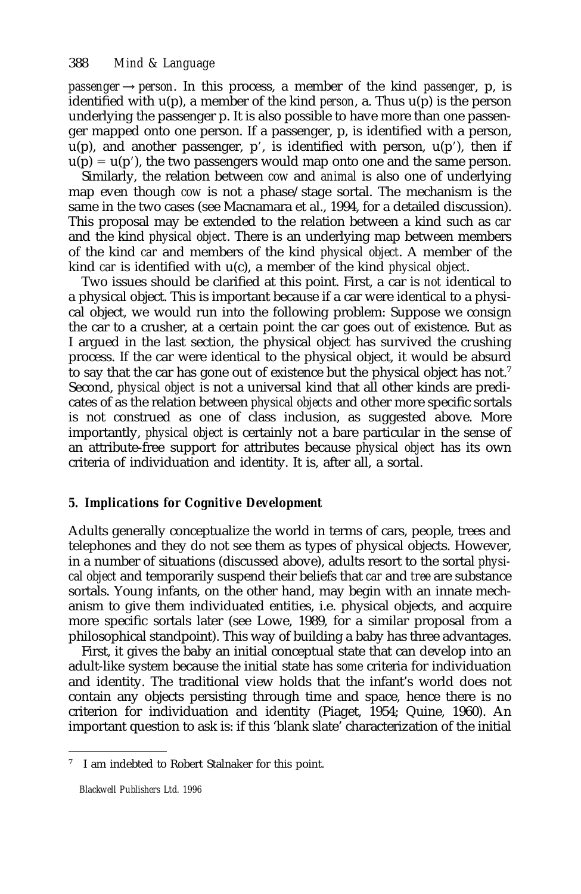*passenger* → *person*. In this process, a member of the kind *passenger*, p, is identified with u(p), a member of the kind *person*, a. Thus u(p) is the person underlying the passenger p. It is also possible to have more than one passenger mapped onto one person. If a passenger, p, is identified with a person, u(p), and another passenger, p′, is identified with person, u(p′), then if u(p) = u(p′), the two passengers would map onto one and the same person.

Similarly, the relation between *cow* and *animal* is also one of underlying map even though *cow* is not a phase/stage sortal. The mechanism is the same in the two cases (see Macnamara et al., 1994, for a detailed discussion). This proposal may be extended to the relation between a kind such as *car* and the kind *physical object*. There is an underlying map between members of the kind *car* and members of the kind *physical object*. A member of the kind *car* is identified with u(c), a member of the kind *physical object*.

Two issues should be clarified at this point. First, a car is *not* identical to a physical object. This is important because if a car were identical to a physical object, we would run into the following problem: Suppose we consign the car to a crusher, at a certain point the car goes out of existence. But as I argued in the last section, the physical object has survived the crushing process. If the car were identical to the physical object, it would be absurd to say that the car has gone out of existence but the physical object has not.[7] Second, *physical object* is not a universal kind that all other kinds are predicates of as the relation between *physical objects* and other more specific sortals is not construed as one of class inclusion, as suggested above. More importantly, *physical object* is certainly not a bare particular in the sense of an attribute-free support for attributes because *physical object* has its own criteria of individuation and identity. It is, after all, a sortal.

## 5. Implications for Cognitive Development

Adults generally conceptualize the world in terms of cars, people, trees and telephones and they do not see them as types of physical objects. However, in a number of situations (discussed above), adults resort to the sortal *physical object* and temporarily suspend their beliefs that *car* and *tree* are substance sortals. Young infants, on the other hand, may begin with an innate mechanism to give them individuated entities, i.e. physical objects, and acquire more specific sortals later (see Lowe, 1989, for a similar proposal from a philosophical standpoint). This way of building a baby has three advantages.

First, it gives the baby an initial conceptual state that can develop into an adult-like system because the initial state has *some* criteria for individuation and identity. The traditional view holds that the infant's world does not contain any objects persisting through time and space, hence there is no criterion for individuation and identity (Piaget, 1954; Quine, 1960). An important question to ask is: if this 'blank slate' characterization of the initial

[7] I am indebted to Robert Stalnaker for this point.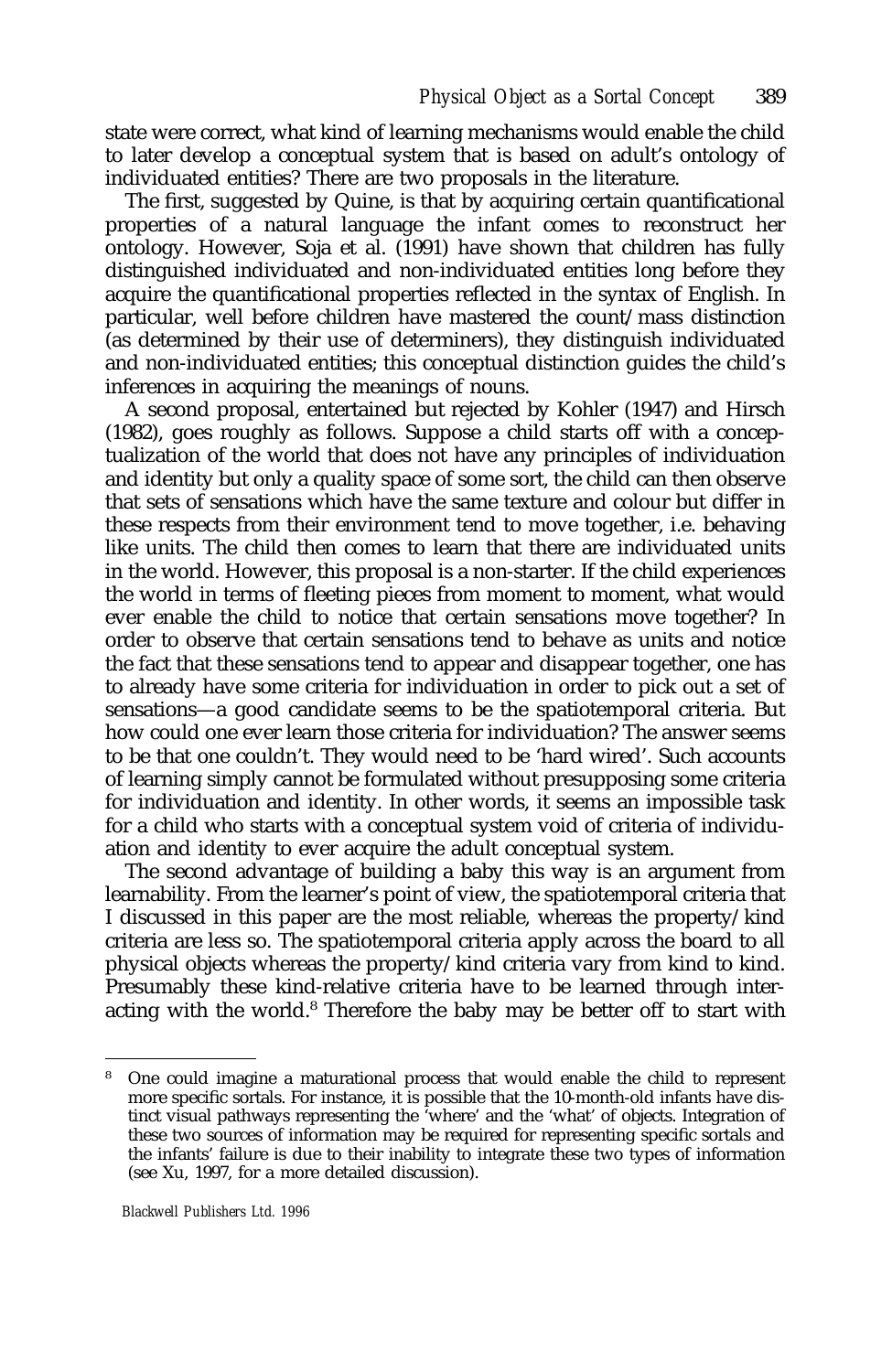state were correct, what kind of learning mechanisms would enable the child to later develop a conceptual system that is based on adult's ontology of individuated entities? There are two proposals in the literature.

The first, suggested by Quine, is that by acquiring certain quantificational properties of a natural language the infant comes to reconstruct her ontology. However, Soja et al. (1991) have shown that children has fully distinguished individuated and non-individuated entities long before they acquire the quantificational properties reflected in the syntax of English. In particular, well before children have mastered the count/mass distinction (as determined by their use of determiners), they distinguish individuated and non-individuated entities; this conceptual distinction guides the child's inferences in acquiring the meanings of nouns.

A second proposal, entertained but rejected by Kohler (1947) and Hirsch (1982), goes roughly as follows. Suppose a child starts off with a conceptualization of the world that does not have any principles of individuation and identity but only a quality space of some sort, the child can then observe that sets of sensations which have the same texture and colour but differ in these respects from their environment tend to move together, i.e. behaving like units. The child then comes to learn that there are individuated units in the world. However, this proposal is a non-starter. If the child experiences the world in terms of fleeting pieces from moment to moment, what would ever enable the child to notice that certain sensations move together? In order to observe that certain sensations tend to behave as units and notice the fact that these sensations tend to appear and disappear together, one has to already have some criteria for individuation in order to pick out a set of sensations—a good candidate seems to be the spatiotemporal criteria. But how could one ever learn those criteria for individuation? The answer seems to be that one couldn't. They would need to be 'hard wired'. Such accounts of learning simply cannot be formulated without presupposing some criteria for individuation and identity. In other words, it seems an impossible task for a child who starts with a conceptual system void of criteria of individuation and identity to ever acquire the adult conceptual system.

The second advantage of building a baby this way is an argument from learnability. From the learner's point of view, the spatiotemporal criteria that I discussed in this paper are the most reliable, whereas the property/kind criteria are less so. The spatiotemporal criteria apply across the board to all physical objects whereas the property/kind criteria vary from kind to kind. Presumably these kind-relative criteria have to be learned through interacting with the world.[8] Therefore the baby may be better off to start with

---

[8] One could imagine a maturational process that would enable the child to represent more specific sortals. For instance, it is possible that the 10-month-old infants have distinct visual pathways representing the 'where' and the 'what' of objects. Integration of these two sources of information may be required for representing specific sortals and the infants' failure is due to their inability to integrate these two types of information (see Xu, 1997, for a more detailed discussion).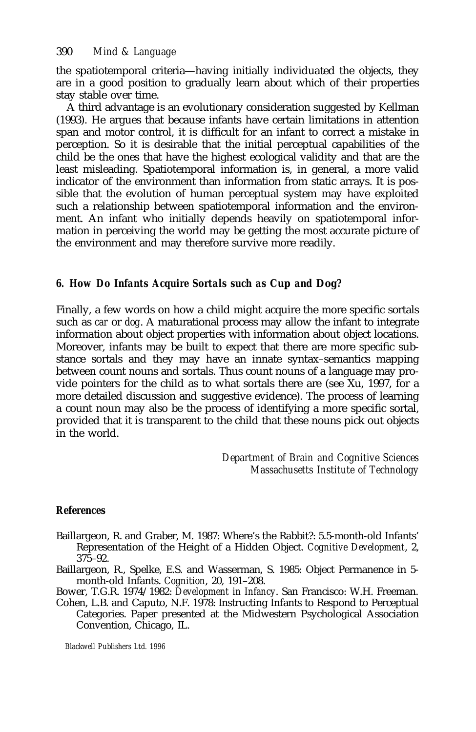the spatiotemporal criteria—having initially individuated the objects, they are in a good position to gradually learn about which of their properties stay stable over time.

A third advantage is an evolutionary consideration suggested by Kellman (1993). He argues that because infants have certain limitations in attention span and motor control, it is difficult for an infant to correct a mistake in perception. So it is desirable that the initial perceptual capabilities of the child be the ones that have the highest ecological validity and that are the least misleading. Spatiotemporal information is, in general, a more valid indicator of the environment than information from static arrays. It is possible that the evolution of human perceptual system may have exploited such a relationship between spatiotemporal information and the environment. An infant who initially depends heavily on spatiotemporal information in perceiving the world may be getting the most accurate picture of the environment and may therefore survive more readily.

## 6. How Do Infants Acquire Sortals such as *Cup* and *Dog*?

Finally, a few words on how a child might acquire the more specific sortals such as *car* or *dog*. A maturational process may allow the infant to integrate information about object properties with information about object locations. Moreover, infants may be built to expect that there are more specific substance sortals and they may have an innate syntax–semantics mapping between count nouns and sortals. Thus count nouns of a language may provide pointers for the child as to what sortals there are (see Xu, 1997, for a more detailed discussion and suggestive evidence). The process of learning a count noun may also be the process of identifying a more specific sortal, provided that it is transparent to the child that these nouns pick out objects in the world.

*Department of Brain and Cognitive Sciences*
*Massachusetts Institute of Technology*

## References

Baillargeon, R. and Graber, M. 1987: Where's the Rabbit?: 5.5-month-old Infants' Representation of the Height of a Hidden Object. *Cognitive Development*, 2, 375–92.

Baillargeon, R., Spelke, E.S. and Wasserman, S. 1985: Object Permanence in 5-month-old Infants. *Cognition*, 20, 191–208.

Bower, T.G.R. 1974/1982: *Development in Infancy*. San Francisco: W.H. Freeman.

Cohen, L.B. and Caputo, N.F. 1978: Instructing Infants to Respond to Perceptual Categories. Paper presented at the Midwestern Psychological Association Convention, Chicago, IL.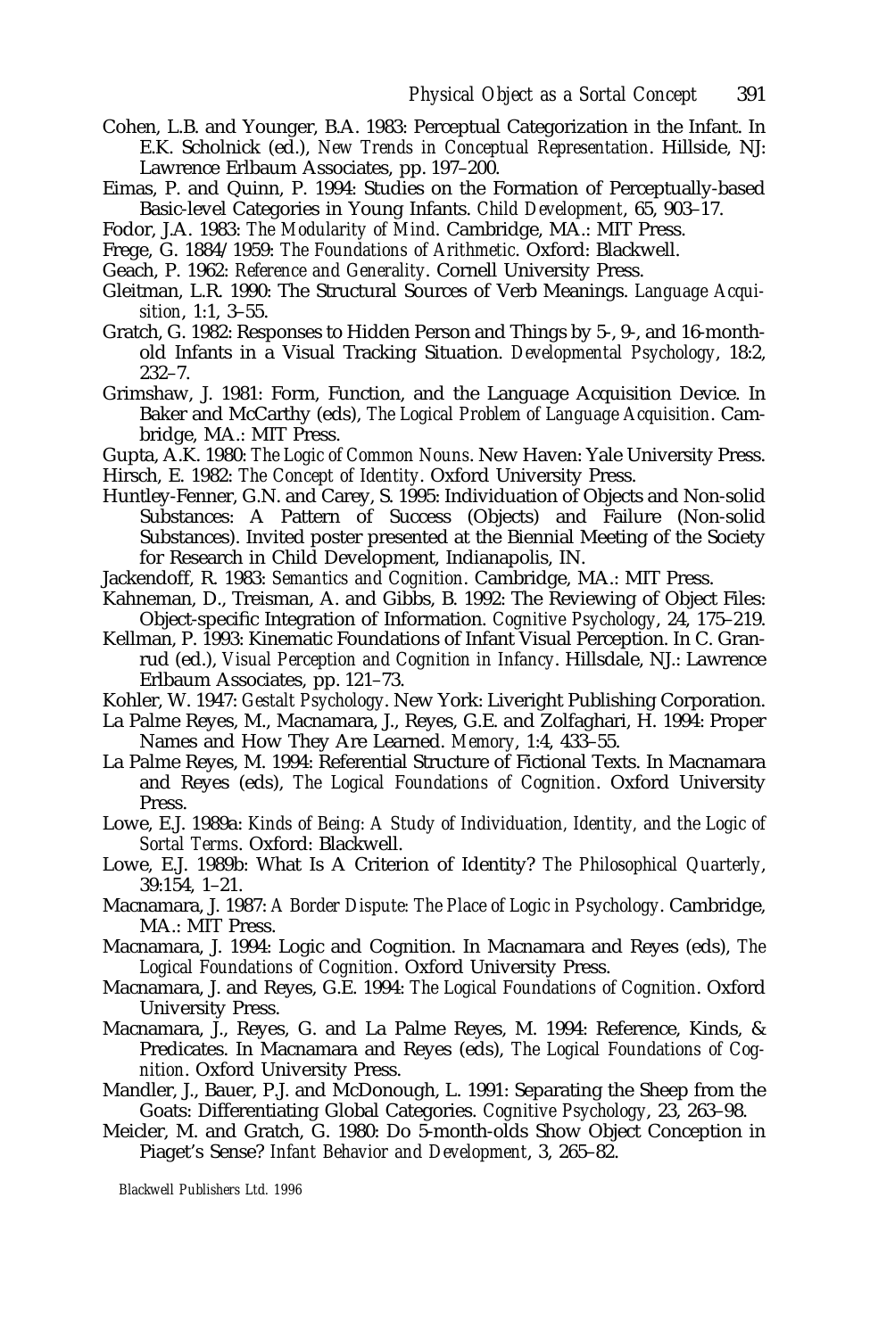Cohen, L.B. and Younger, B.A. 1983: Perceptual Categorization in the Infant. In E.K. Scholnick (ed.), *New Trends in Conceptual Representation*. Hillside, NJ: Lawrence Erlbaum Associates, pp. 197–200.

Eimas, P. and Quinn, P. 1994: Studies on the Formation of Perceptually-based Basic-level Categories in Young Infants. *Child Development*, 65, 903–17.

Fodor, J.A. 1983: *The Modularity of Mind*. Cambridge, MA.: MIT Press.

Frege, G. 1884/1959: *The Foundations of Arithmetic*. Oxford: Blackwell.

Geach, P. 1962: *Reference and Generality*. Cornell University Press.

Gleitman, L.R. 1990: The Structural Sources of Verb Meanings. *Language Acquisition*, 1:1, 3–55.

Gratch, G. 1982: Responses to Hidden Person and Things by 5-, 9-, and 16-month-old Infants in a Visual Tracking Situation. *Developmental Psychology*, 18:2, 232–7.

Grimshaw, J. 1981: Form, Function, and the Language Acquisition Device. In Baker and McCarthy (eds), *The Logical Problem of Language Acquisition*. Cambridge, MA.: MIT Press.

Gupta, A.K. 1980: *The Logic of Common Nouns*. New Haven: Yale University Press.

Hirsch, E. 1982: *The Concept of Identity*. Oxford University Press.

Huntley-Fenner, G.N. and Carey, S. 1995: Individuation of Objects and Non-solid Substances: A Pattern of Success (Objects) and Failure (Non-solid Substances). Invited poster presented at the Biennial Meeting of the Society for Research in Child Development, Indianapolis, IN.

Jackendoff, R. 1983: *Semantics and Cognition*. Cambridge, MA.: MIT Press.

Kahneman, D., Treisman, A. and Gibbs, B. 1992: The Reviewing of Object Files: Object-specific Integration of Information. *Cognitive Psychology*, 24, 175–219.

Kellman, P. 1993: Kinematic Foundations of Infant Visual Perception. In C. Granrud (ed.), *Visual Perception and Cognition in Infancy*. Hillsdale, NJ.: Lawrence Erlbaum Associates, pp. 121–73.

Kohler, W. 1947: *Gestalt Psychology*. New York: Liveright Publishing Corporation.

La Palme Reyes, M., Macnamara, J., Reyes, G.E. and Zolfaghari, H. 1994: Proper Names and How They Are Learned. *Memory*, 1:4, 433–55.

La Palme Reyes, M. 1994: Referential Structure of Fictional Texts. In Macnamara and Reyes (eds), *The Logical Foundations of Cognition*. Oxford University Press.

Lowe, E.J. 1989a: *Kinds of Being: A Study of Individuation, Identity, and the Logic of Sortal Terms*. Oxford: Blackwell.

Lowe, E.J. 1989b: What Is A Criterion of Identity? *The Philosophical Quarterly*, 39:154, 1–21.

Macnamara, J. 1987: *A Border Dispute: The Place of Logic in Psychology*. Cambridge, MA.: MIT Press.

Macnamara, J. 1994: Logic and Cognition. In Macnamara and Reyes (eds), *The Logical Foundations of Cognition*. Oxford University Press.

Macnamara, J. and Reyes, G.E. 1994: *The Logical Foundations of Cognition*. Oxford University Press.

Macnamara, J., Reyes, G. and La Palme Reyes, M. 1994: Reference, Kinds, & Predicates. In Macnamara and Reyes (eds), *The Logical Foundations of Cognition*. Oxford University Press.

Mandler, J., Bauer, P.J. and McDonough, L. 1991: Separating the Sheep from the Goats: Differentiating Global Categories. *Cognitive Psychology*, 23, 263–98.

Meicler, M. and Gratch, G. 1980: Do 5-month-olds Show Object Conception in Piaget's Sense? *Infant Behavior and Development*, 3, 265–82.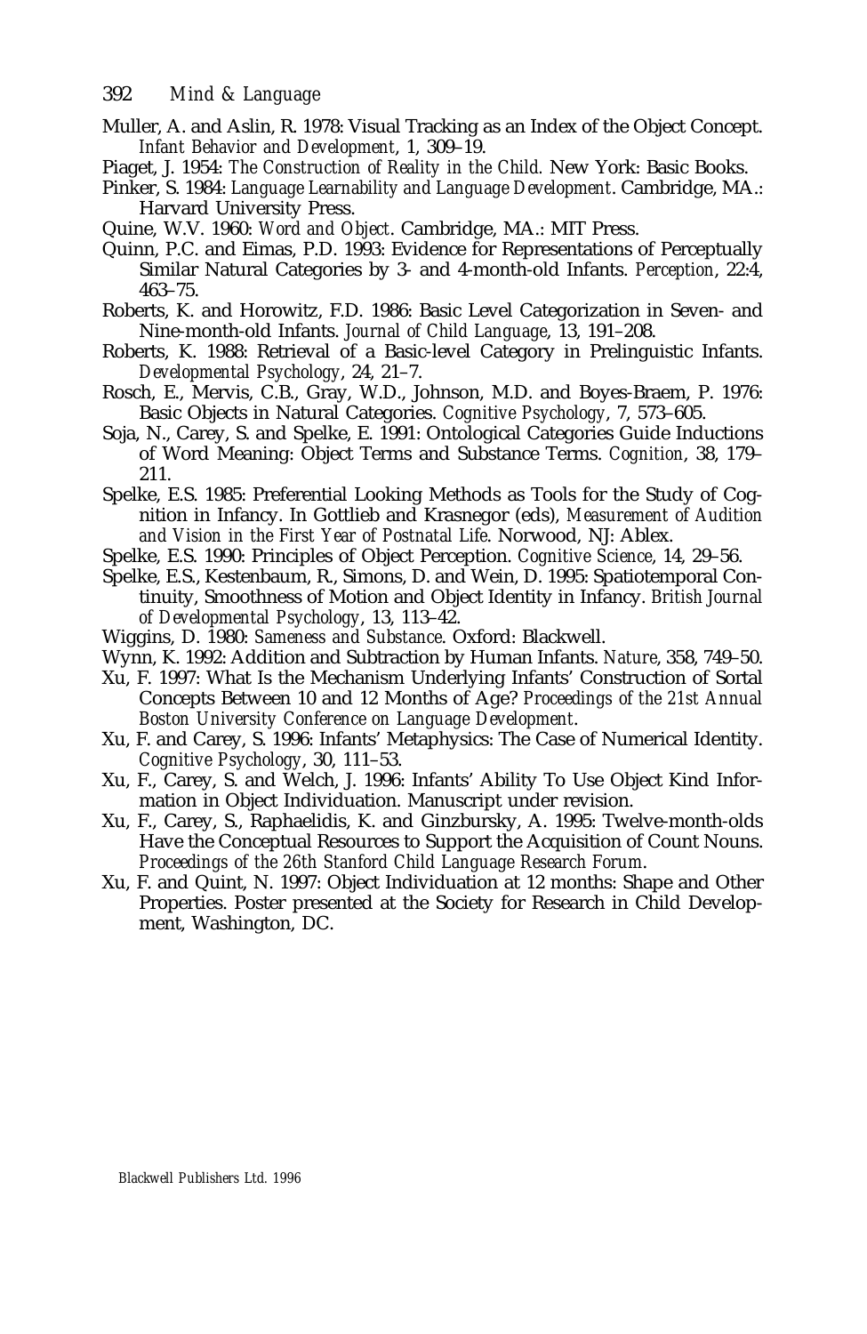Muller, A. and Aslin, R. 1978: Visual Tracking as an Index of the Object Concept. *Infant Behavior and Development*, 1, 309–19.

Piaget, J. 1954: *The Construction of Reality in the Child.* New York: Basic Books.

Pinker, S. 1984: *Language Learnability and Language Development*. Cambridge, MA.: Harvard University Press.

Quine, W.V. 1960: *Word and Object*. Cambridge, MA.: MIT Press.

Quinn, P.C. and Eimas, P.D. 1993: Evidence for Representations of Perceptually Similar Natural Categories by 3- and 4-month-old Infants. *Perception*, 22:4, 463–75.

Roberts, K. and Horowitz, F.D. 1986: Basic Level Categorization in Seven- and Nine-month-old Infants. *Journal of Child Language*, 13, 191–208.

Roberts, K. 1988: Retrieval of a Basic-level Category in Prelinguistic Infants. *Developmental Psychology*, 24, 21–7.

Rosch, E., Mervis, C.B., Gray, W.D., Johnson, M.D. and Boyes-Braem, P. 1976: Basic Objects in Natural Categories. *Cognitive Psychology*, 7, 573–605.

Soja, N., Carey, S. and Spelke, E. 1991: Ontological Categories Guide Inductions of Word Meaning: Object Terms and Substance Terms. *Cognition*, 38, 179–211.

Spelke, E.S. 1985: Preferential Looking Methods as Tools for the Study of Cognition in Infancy. In Gottlieb and Krasnegor (eds), *Measurement of Audition and Vision in the First Year of Postnatal Life*. Norwood, NJ: Ablex.

Spelke, E.S. 1990: Principles of Object Perception. *Cognitive Science*, 14, 29–56.

Spelke, E.S., Kestenbaum, R., Simons, D. and Wein, D. 1995: Spatiotemporal Continuity, Smoothness of Motion and Object Identity in Infancy. *British Journal of Developmental Psychology*, 13, 113–42.

Wiggins, D. 1980: *Sameness and Substance*. Oxford: Blackwell.

Wynn, K. 1992: Addition and Subtraction by Human Infants. *Nature*, 358, 749–50.

Xu, F. 1997: What Is the Mechanism Underlying Infants' Construction of Sortal Concepts Between 10 and 12 Months of Age? *Proceedings of the 21st Annual Boston University Conference on Language Development*.

Xu, F. and Carey, S. 1996: Infants' Metaphysics: The Case of Numerical Identity. *Cognitive Psychology*, 30, 111–53.

Xu, F., Carey, S. and Welch, J. 1996: Infants' Ability To Use Object Kind Information in Object Individuation. Manuscript under revision.

Xu, F., Carey, S., Raphaelidis, K. and Ginzbursky, A. 1995: Twelve-month-olds Have the Conceptual Resources to Support the Acquisition of Count Nouns. *Proceedings of the 26th Stanford Child Language Research Forum*.

Xu, F. and Quint, N. 1997: Object Individuation at 12 months: Shape and Other Properties. Poster presented at the Society for Research in Child Development, Washington, DC.